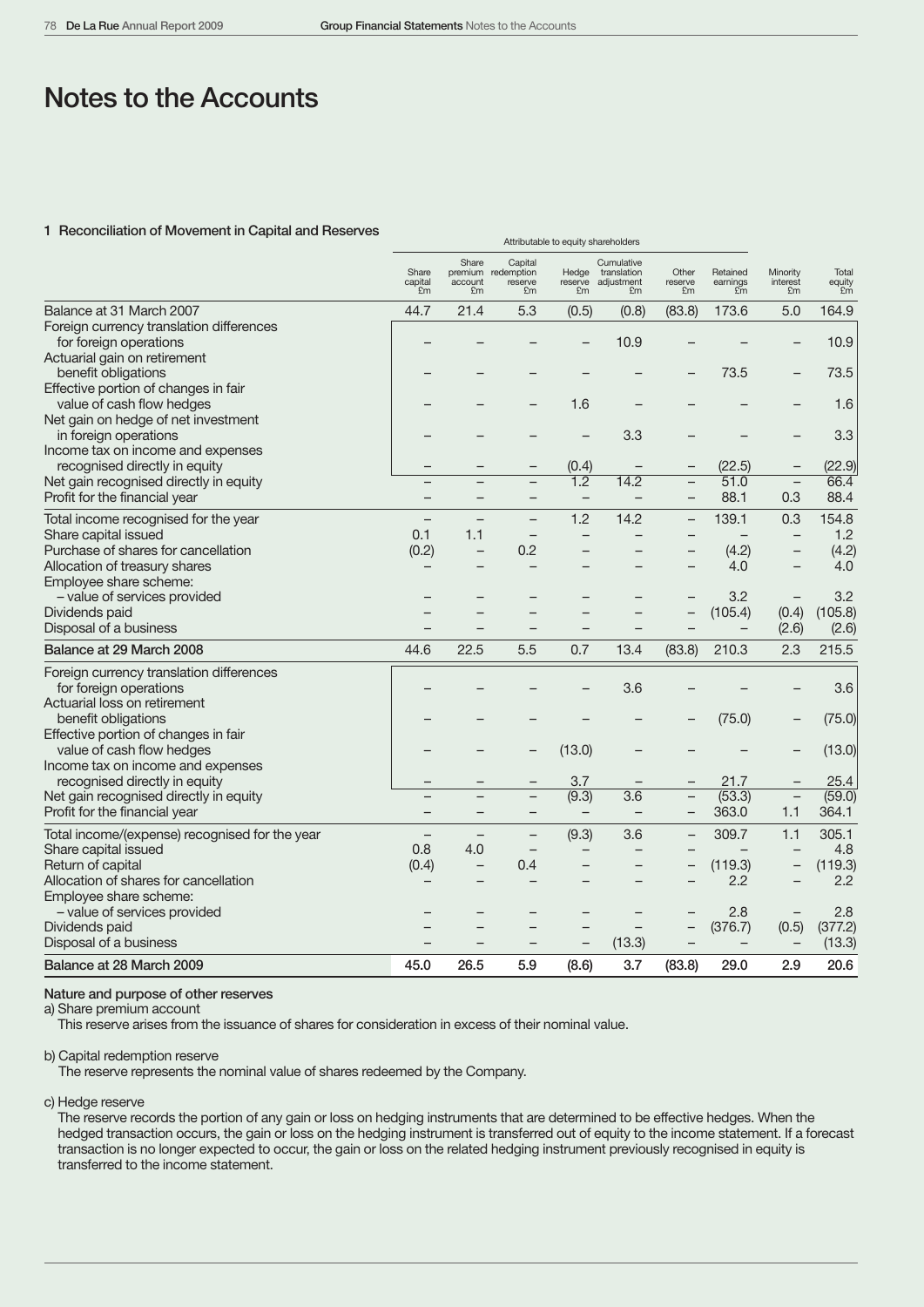# Notes to the Accounts

## 1 Reconciliation of Movement in Capital and Reserves

| | Attributable to equity shareholders | | | | | | | | |
|---|---|---|---|---|---|---|---|---|---|
| | Share capital £m | Share premium account £m | Capital redemption reserve £m | Hedge reserve £m | Cumulative translation adjustment £m | Other reserve £m | Retained earnings £m | Minority interest £m | Total equity £m |
| Balance at 31 March 2007 | 44.7 | 21.4 | 5.3 | (0.5) | (0.8) | (83.8) | 173.6 | 5.0 | 164.9 |
| Foreign currency translation differences for foreign operations | – | – | – | – | 10.9 | – | – | – | 10.9 |
| Actuarial gain on retirement benefit obligations | – | – | – | – | – | – | 73.5 | – | 73.5 |
| Effective portion of changes in fair value of cash flow hedges | – | – | – | 1.6 | – | – | – | – | 1.6 |
| Net gain on hedge of net investment in foreign operations | – | – | – | – | 3.3 | – | – | – | 3.3 |
| Income tax on income and expenses recognised directly in equity | – | – | – | (0.4) | – | – | (22.5) | – | (22.9) |
| Net gain recognised directly in equity | – | – | – | 1.2 | 14.2 | – | 51.0 | – | 66.4 |
| Profit for the financial year | – | – | – | – | – | – | 88.1 | 0.3 | 88.4 |
| Total income recognised for the year | – | – | – | 1.2 | 14.2 | – | 139.1 | 0.3 | 154.8 |
| Share capital issued | 0.1 | 1.1 | – | – | – | – | – | – | 1.2 |
| Purchase of shares for cancellation | (0.2) | – | 0.2 | – | – | – | (4.2) | – | (4.2) |
| Allocation of treasury shares | – | – | – | – | – | – | 4.0 | – | 4.0 |
| Employee share scheme: – value of services provided | – | – | – | – | – | – | 3.2 | – | 3.2 |
| Dividends paid | – | – | – | – | – | – | (105.4) | (0.4) | (105.8) |
| Disposal of a business | – | – | – | – | – | – | – | (2.6) | (2.6) |
| **Balance at 29 March 2008** | 44.6 | 22.5 | 5.5 | 0.7 | 13.4 | (83.8) | 210.3 | 2.3 | 215.5 |
| Foreign currency translation differences for foreign operations | – | – | – | – | 3.6 | – | – | – | 3.6 |
| Actuarial loss on retirement benefit obligations | – | – | – | – | – | – | (75.0) | – | (75.0) |
| Effective portion of changes in fair value of cash flow hedges | – | – | – | (13.0) | – | – | – | – | (13.0) |
| Income tax on income and expenses recognised directly in equity | – | – | – | 3.7 | – | – | 21.7 | – | 25.4 |
| Net gain recognised directly in equity | – | – | – | (9.3) | 3.6 | – | (53.3) | – | (59.0) |
| Profit for the financial year | – | – | – | – | – | – | 363.0 | 1.1 | 364.1 |
| Total income/(expense) recognised for the year | – | – | – | (9.3) | 3.6 | – | 309.7 | 1.1 | 305.1 |
| Share capital issued | 0.8 | 4.0 | – | – | – | – | – | – | 4.8 |
| Return of capital | (0.4) | – | 0.4 | – | – | – | (119.3) | – | (119.3) |
| Allocation of shares for cancellation | – | – | – | – | – | – | 2.2 | – | 2.2 |
| Employee share scheme: – value of services provided | – | – | – | – | – | – | 2.8 | – | 2.8 |
| Dividends paid | – | – | – | – | – | – | (376.7) | (0.5) | (377.2) |
| Disposal of a business | – | – | – | – | (13.3) | – | – | – | (13.3) |
| **Balance at 28 March 2009** | 45.0 | 26.5 | 5.9 | (8.6) | 3.7 | (83.8) | 29.0 | 2.9 | 20.6 |

### Nature and purpose of other reserves

a) Share premium account

This reserve arises from the issuance of shares for consideration in excess of their nominal value.

b) Capital redemption reserve

The reserve represents the nominal value of shares redeemed by the Company.

c) Hedge reserve

The reserve records the portion of any gain or loss on hedging instruments that are determined to be effective hedges. When the hedged transaction occurs, the gain or loss on the hedging instrument is transferred out of equity to the income statement. If a forecast transaction is no longer expected to occur, the gain or loss on the related hedging instrument previously recognised in equity is transferred to the income statement.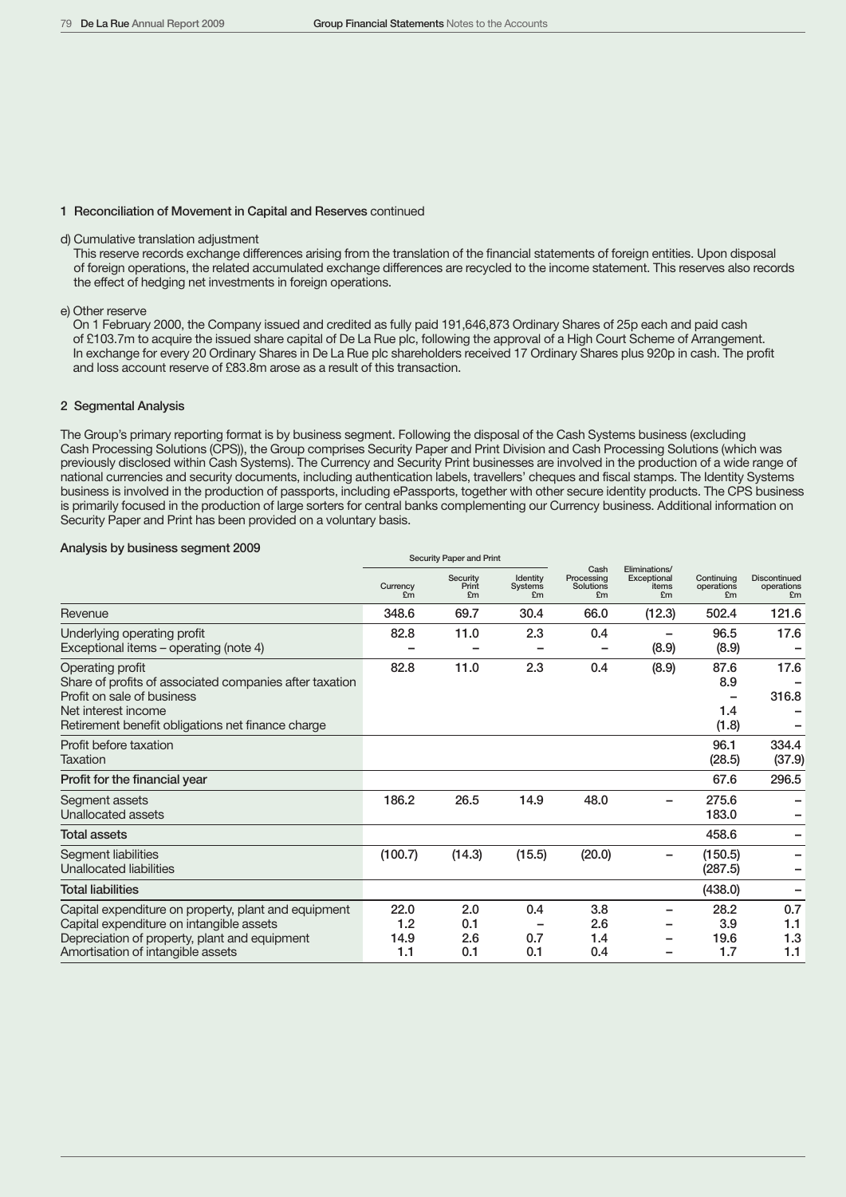## 1 Reconciliation of Movement in Capital and Reserves continued

d) Cumulative translation adjustment

This reserve records exchange differences arising from the translation of the financial statements of foreign entities. Upon disposal of foreign operations, the related accumulated exchange differences are recycled to the income statement. This reserves also records the effect of hedging net investments in foreign operations.

e) Other reserve

On 1 February 2000, the Company issued and credited as fully paid 191,646,873 Ordinary Shares of 25p each and paid cash of £103.7m to acquire the issued share capital of De La Rue plc, following the approval of a High Court Scheme of Arrangement. In exchange for every 20 Ordinary Shares in De La Rue plc shareholders received 17 Ordinary Shares plus 920p in cash. The profit and loss account reserve of £83.8m arose as a result of this transaction.

## 2 Segmental Analysis

The Group's primary reporting format is by business segment. Following the disposal of the Cash Systems business (excluding Cash Processing Solutions (CPS)), the Group comprises Security Paper and Print Division and Cash Processing Solutions (which was previously disclosed within Cash Systems). The Currency and Security Print businesses are involved in the production of a wide range of national currencies and security documents, including authentication labels, travellers' cheques and fiscal stamps. The Identity Systems business is involved in the production of passports, including ePassports, together with other secure identity products. The CPS business is primarily focused in the production of large sorters for central banks complementing our Currency business. Additional information on Security Paper and Print has been provided on a voluntary basis.

### Analysis by business segment 2009

| | Security Paper and Print | | | | | | |
|---|---|---|---|---|---|---|---|
| | Currency £m | Security Print £m | Identity Systems £m | Cash Processing Solutions £m | Eliminations/ Exceptional items £m | Continuing operations £m | Discontinued operations £m |
| Revenue | 348.6 | 69.7 | 30.4 | 66.0 | (12.3) | 502.4 | 121.6 |
| Underlying operating profit | 82.8 | 11.0 | 2.3 | 0.4 | – | 96.5 | 17.6 |
| Exceptional items – operating (note 4) | – | – | – | – | (8.9) | (8.9) | – |
| Operating profit | 82.8 | 11.0 | 2.3 | 0.4 | (8.9) | 87.6 | 17.6 |
| Share of profits of associated companies after taxation | | | | | | 8.9 | – |
| Profit on sale of business | | | | | | – | 316.8 |
| Net interest income | | | | | | 1.4 | – |
| Retirement benefit obligations net finance charge | | | | | | (1.8) | – |
| Profit before taxation | | | | | | 96.1 | 334.4 |
| Taxation | | | | | | (28.5) | (37.9) |
| **Profit for the financial year** | | | | | | 67.6 | 296.5 |
| Segment assets | 186.2 | 26.5 | 14.9 | 48.0 | – | 275.6 | – |
| Unallocated assets | | | | | | 183.0 | – |
| **Total assets** | | | | | | 458.6 | – |
| Segment liabilities | (100.7) | (14.3) | (15.5) | (20.0) | – | (150.5) | – |
| Unallocated liabilities | | | | | | (287.5) | – |
| **Total liabilities** | | | | | | (438.0) | – |
| Capital expenditure on property, plant and equipment | 22.0 | 2.0 | 0.4 | 3.8 | – | 28.2 | 0.7 |
| Capital expenditure on intangible assets | 1.2 | 0.1 | – | 2.6 | – | 3.9 | 1.1 |
| Depreciation of property, plant and equipment | 14.9 | 2.6 | 0.7 | 1.4 | – | 19.6 | 1.3 |
| Amortisation of intangible assets | 1.1 | 0.1 | 0.1 | 0.4 | – | 1.7 | 1.1 |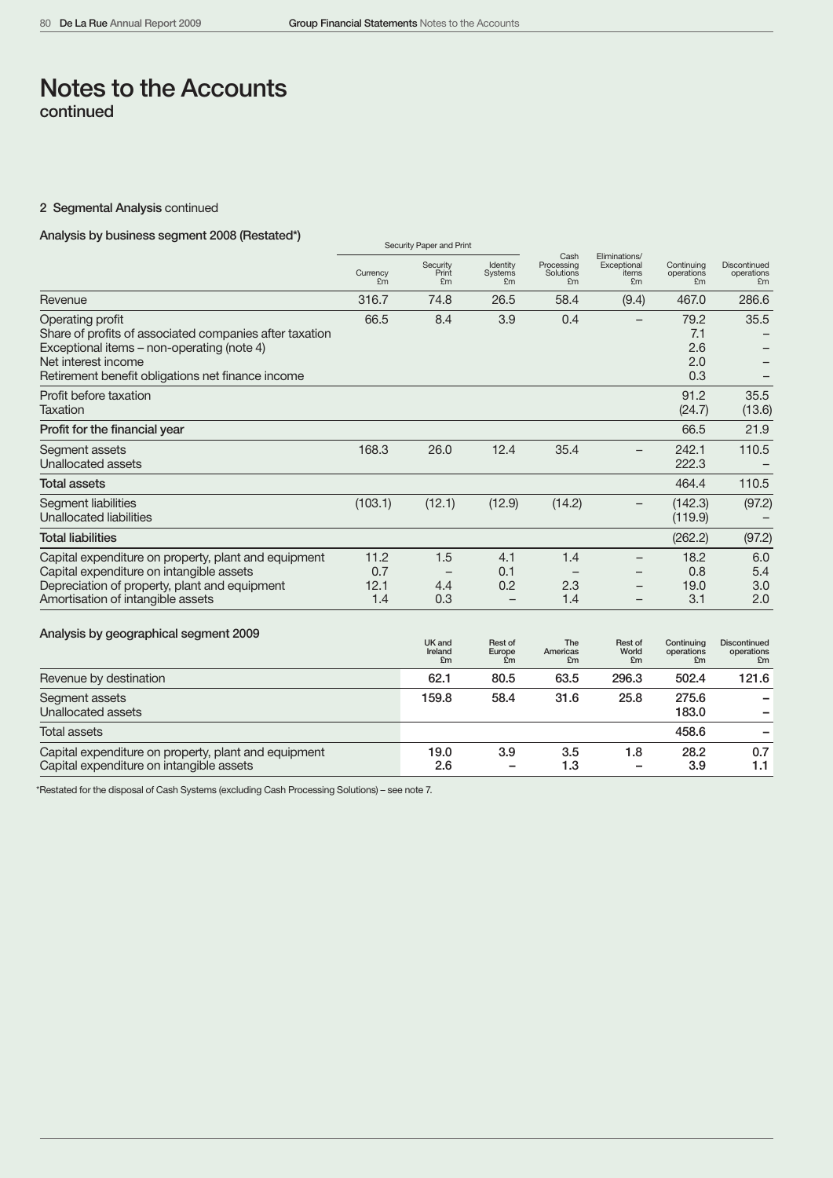# Notes to the Accounts
continued

## 2 Segmental Analysis continued

### Analysis by business segment 2008 (Restated*)

| | Security Paper and Print | | | | | | |
|---|---|---|---|---|---|---|---|
| | Currency £m | Security Print £m | Identity Systems £m | Cash Processing Solutions £m | Eliminations/ Exceptional items £m | Continuing operations £m | Discontinued operations £m |
| Revenue | 316.7 | 74.8 | 26.5 | 58.4 | (9.4) | 467.0 | 286.6 |
| Operating profit | 66.5 | 8.4 | 3.9 | 0.4 | – | 79.2 | 35.5 |
| Share of profits of associated companies after taxation | | | | | | 7.1 | – |
| Exceptional items – non-operating (note 4) | | | | | | 2.6 | – |
| Net interest income | | | | | | 2.0 | – |
| Retirement benefit obligations net finance income | | | | | | 0.3 | – |
| Profit before taxation | | | | | | 91.2 | 35.5 |
| Taxation | | | | | | (24.7) | (13.6) |
| **Profit for the financial year** | | | | | | 66.5 | 21.9 |
| Segment assets | 168.3 | 26.0 | 12.4 | 35.4 | – | 242.1 | 110.5 |
| Unallocated assets | | | | | | 222.3 | – |
| **Total assets** | | | | | | 464.4 | 110.5 |
| Segment liabilities | (103.1) | (12.1) | (12.9) | (14.2) | – | (142.3) | (97.2) |
| Unallocated liabilities | | | | | | (119.9) | – |
| **Total liabilities** | | | | | | (262.2) | (97.2) |
| Capital expenditure on property, plant and equipment | 11.2 | 1.5 | 4.1 | 1.4 | – | 18.2 | 6.0 |
| Capital expenditure on intangible assets | 0.7 | – | 0.1 | – | – | 0.8 | 5.4 |
| Depreciation of property, plant and equipment | 12.1 | 4.4 | 0.2 | 2.3 | – | 19.0 | 3.0 |
| Amortisation of intangible assets | 1.4 | 0.3 | – | 1.4 | – | 3.1 | 2.0 |

### Analysis by geographical segment 2009

| | UK and Ireland £m | Rest of Europe £m | The Americas £m | Rest of World £m | Continuing operations £m | Discontinued operations £m |
|---|---|---|---|---|---|---|
| Revenue by destination | 62.1 | 80.5 | 63.5 | 296.3 | 502.4 | 121.6 |
| Segment assets | 159.8 | 58.4 | 31.6 | 25.8 | 275.6 | – |
| Unallocated assets | | | | | 183.0 | – |
| Total assets | | | | | 458.6 | – |
| Capital expenditure on property, plant and equipment | 19.0 | 3.9 | 3.5 | 1.8 | 28.2 | 0.7 |
| Capital expenditure on intangible assets | 2.6 | – | 1.3 | – | 3.9 | 1.1 |

*Restated for the disposal of Cash Systems (excluding Cash Processing Solutions) – see note 7.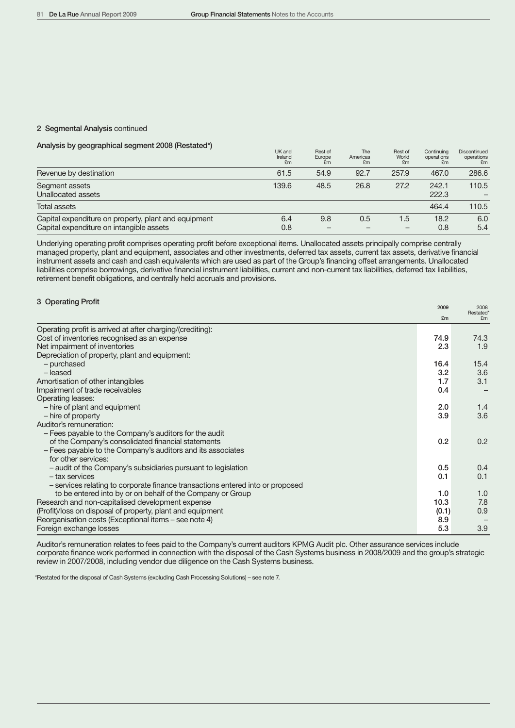## 2 Segmental Analysis continued

### Analysis by geographical segment 2008 (Restated*)

| | UK and Ireland £m | Rest of Europe £m | The Americas £m | Rest of World £m | Continuing operations £m | Discontinued operations £m |
|---|---|---|---|---|---|---|
| Revenue by destination | 61.5 | 54.9 | 92.7 | 257.9 | 467.0 | 286.6 |
| Segment assets | 139.6 | 48.5 | 26.8 | 27.2 | 242.1 | 110.5 |
| Unallocated assets | | | | | 222.3 | – |
| Total assets | | | | | 464.4 | 110.5 |
| Capital expenditure on property, plant and equipment | 6.4 | 9.8 | 0.5 | 1.5 | 18.2 | 6.0 |
| Capital expenditure on intangible assets | 0.8 | – | – | – | 0.8 | 5.4 |

Underlying operating profit comprises operating profit before exceptional items. Unallocated assets principally comprise centrally managed property, plant and equipment, associates and other investments, deferred tax assets, current tax assets, derivative financial instrument assets and cash and cash equivalents which are used as part of the Group's financing offset arrangements. Unallocated liabilities comprise borrowings, derivative financial instrument liabilities, current and non-current tax liabilities, deferred tax liabilities, retirement benefit obligations, and centrally held accruals and provisions.

## 3 Operating Profit

| | 2009 £m | 2008 Restated* £m |
|---|---|---|
| Operating profit is arrived at after charging/(crediting): | | |
| Cost of inventories recognised as an expense | **74.9** | 74.3 |
| Net impairment of inventories | **2.3** | 1.9 |
| Depreciation of property, plant and equipment: | | |
| – purchased | **16.4** | 15.4 |
| – leased | **3.2** | 3.6 |
| Amortisation of other intangibles | **1.7** | 3.1 |
| Impairment of trade receivables | **0.4** | – |
| Operating leases: | | |
| – hire of plant and equipment | **2.0** | 1.4 |
| – hire of property | **3.9** | 3.6 |
| Auditor's remuneration: | | |
| – Fees payable to the Company's auditors for the audit of the Company's consolidated financial statements | **0.2** | 0.2 |
| – Fees payable to the Company's auditors and its associates for other services: | | |
| – audit of the Company's subsidiaries pursuant to legislation | **0.5** | 0.4 |
| – tax services | **0.1** | 0.1 |
| – services relating to corporate finance transactions entered into or proposed to be entered into by or on behalf of the Company or Group | **1.0** | 1.0 |
| Research and non-capitalised development expense | **10.3** | 7.8 |
| (Profit)/loss on disposal of property, plant and equipment | **(0.1)** | 0.9 |
| Reorganisation costs (Exceptional items – see note 4) | **8.9** | – |
| Foreign exchange losses | **5.3** | 3.9 |

Auditor's remuneration relates to fees paid to the Company's current auditors KPMG Audit plc. Other assurance services include corporate finance work performed in connection with the disposal of the Cash Systems business in 2008/2009 and the group's strategic review in 2007/2008, including vendor due diligence on the Cash Systems business.

*Restated for the disposal of Cash Systems (excluding Cash Processing Solutions) – see note 7.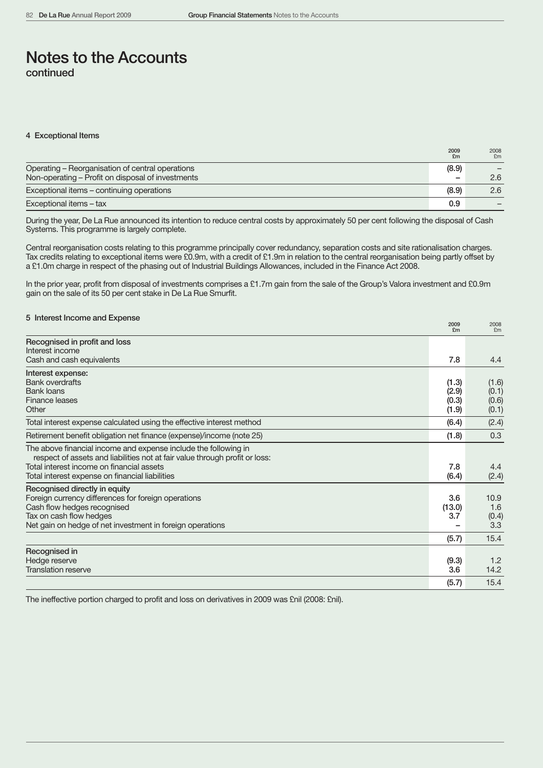# Notes to the Accounts
continued

## 4 Exceptional Items

| | 2009 £m | 2008 £m |
|---|---|---|
| Operating – Reorganisation of central operations | (8.9) | – |
| Non-operating – Profit on disposal of investments | – | 2.6 |
| Exceptional items – continuing operations | (8.9) | 2.6 |
| Exceptional items – tax | 0.9 | – |

During the year, De La Rue announced its intention to reduce central costs by approximately 50 per cent following the disposal of Cash Systems. This programme is largely complete.

Central reorganisation costs relating to this programme principally cover redundancy, separation costs and site rationalisation charges. Tax credits relating to exceptional items were £0.9m, with a credit of £1.9m in relation to the central reorganisation being partly offset by a £1.0m charge in respect of the phasing out of Industrial Buildings Allowances, included in the Finance Act 2008.

In the prior year, profit from disposal of investments comprises a £1.7m gain from the sale of the Group's Valora investment and £0.9m gain on the sale of its 50 per cent stake in De La Rue Smurfit.

## 5 Interest Income and Expense

| | 2009 £m | 2008 £m |
|---|---|---|
| **Recognised in profit and loss** | | |
| Interest income | | |
| Cash and cash equivalents | 7.8 | 4.4 |
| Interest expense: | | |
| Bank overdrafts | (1.3) | (1.6) |
| Bank loans | (2.9) | (0.1) |
| Finance leases | (0.3) | (0.6) |
| Other | (1.9) | (0.1) |
| Total interest expense calculated using the effective interest method | (6.4) | (2.4) |
| Retirement benefit obligation net finance (expense)/income (note 25) | (1.8) | 0.3 |
| The above financial income and expense include the following in respect of assets and liabilities not at fair value through profit or loss: | | |
| Total interest income on financial assets | 7.8 | 4.4 |
| Total interest expense on financial liabilities | (6.4) | (2.4) |
| **Recognised directly in equity** | | |
| Foreign currency differences for foreign operations | 3.6 | 10.9 |
| Cash flow hedges recognised | (13.0) | 1.6 |
| Tax on cash flow hedges | 3.7 | (0.4) |
| Net gain on hedge of net investment in foreign operations | – | 3.3 |
| | (5.7) | 15.4 |
| **Recognised in** | | |
| Hedge reserve | (9.3) | 1.2 |
| Translation reserve | 3.6 | 14.2 |
| | (5.7) | 15.4 |

The ineffective portion charged to profit and loss on derivatives in 2009 was £nil (2008: £nil).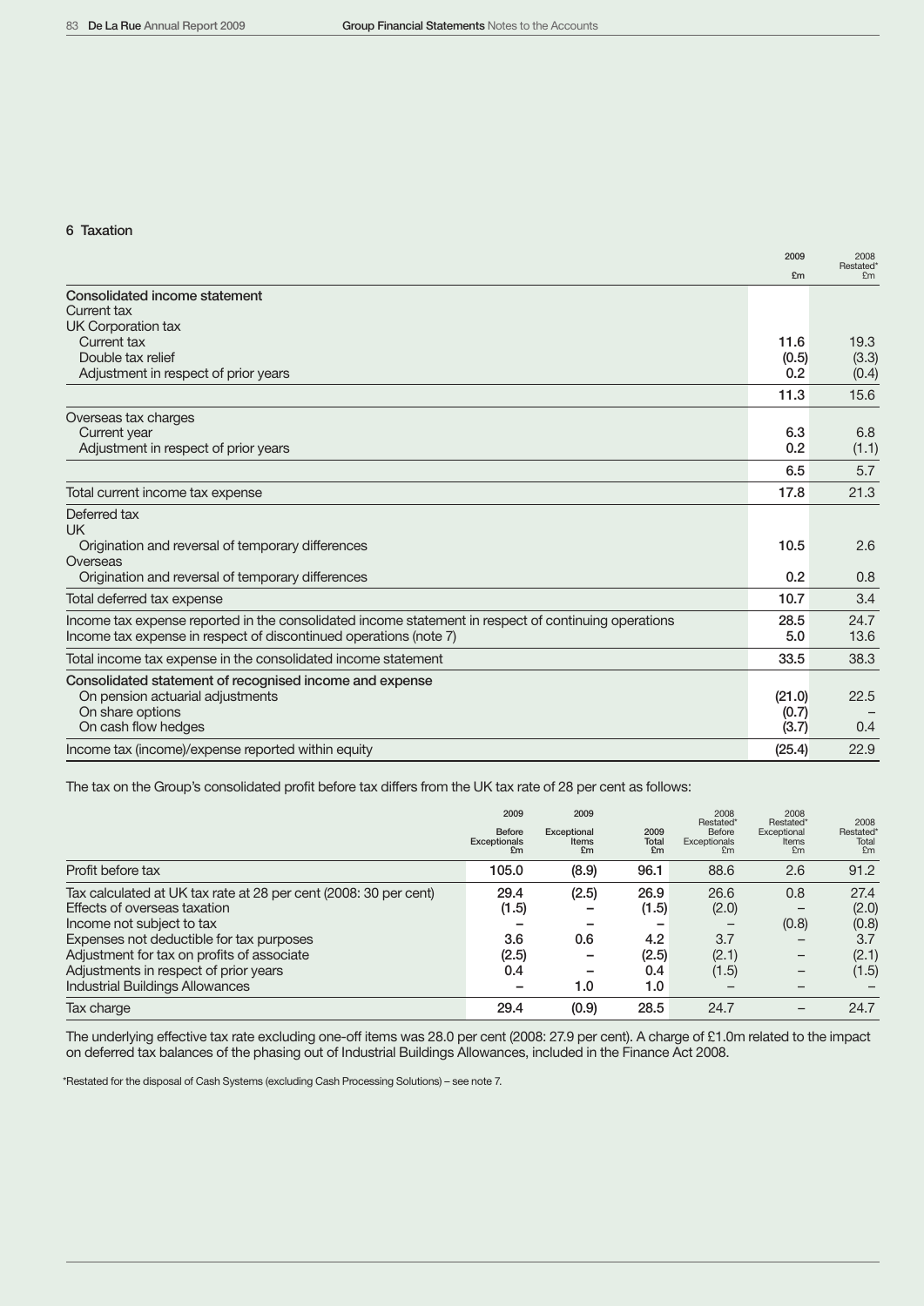## 6 Taxation

| | 2009 £m | 2008 Restated* £m |
|---|---|---|
| **Consolidated income statement** | | |
| Current tax | | |
| UK Corporation tax | | |
| Current tax | 11.6 | 19.3 |
| Double tax relief | (0.5) | (3.3) |
| Adjustment in respect of prior years | 0.2 | (0.4) |
| | 11.3 | 15.6 |
| Overseas tax charges | | |
| Current year | 6.3 | 6.8 |
| Adjustment in respect of prior years | 0.2 | (1.1) |
| | 6.5 | 5.7 |
| Total current income tax expense | 17.8 | 21.3 |
| Deferred tax | | |
| UK | | |
| Origination and reversal of temporary differences | 10.5 | 2.6 |
| Overseas | | |
| Origination and reversal of temporary differences | 0.2 | 0.8 |
| Total deferred tax expense | 10.7 | 3.4 |
| Income tax expense reported in the consolidated income statement in respect of continuing operations | 28.5 | 24.7 |
| Income tax expense in respect of discontinued operations (note 7) | 5.0 | 13.6 |
| Total income tax expense in the consolidated income statement | 33.5 | 38.3 |
| **Consolidated statement of recognised income and expense** | | |
| On pension actuarial adjustments | (21.0) | 22.5 |
| On share options | (0.7) | – |
| On cash flow hedges | (3.7) | 0.4 |
| Income tax (income)/expense reported within equity | (25.4) | 22.9 |

The tax on the Group's consolidated profit before tax differs from the UK tax rate of 28 per cent as follows:

| | 2009 Before Exceptionals £m | 2009 Exceptional Items £m | 2009 Total £m | 2008 Restated* Before Exceptionals £m | 2008 Restated* Exceptional Items £m | 2008 Restated* Total £m |
|---|---|---|---|---|---|---|
| Profit before tax | 105.0 | (8.9) | 96.1 | 88.6 | 2.6 | 91.2 |
| Tax calculated at UK tax rate at 28 per cent (2008: 30 per cent) | 29.4 | (2.5) | 26.9 | 26.6 | 0.8 | 27.4 |
| Effects of overseas taxation | (1.5) | – | (1.5) | (2.0) | – | (2.0) |
| Income not subject to tax | – | – | – | – | (0.8) | (0.8) |
| Expenses not deductible for tax purposes | 3.6 | 0.6 | 4.2 | 3.7 | – | 3.7 |
| Adjustment for tax on profits of associate | (2.5) | – | (2.5) | (2.1) | – | (2.1) |
| Adjustments in respect of prior years | 0.4 | – | 0.4 | (1.5) | – | (1.5) |
| Industrial Buildings Allowances | – | 1.0 | 1.0 | – | – | – |
| Tax charge | 29.4 | (0.9) | 28.5 | 24.7 | – | 24.7 |

The underlying effective tax rate excluding one-off items was 28.0 per cent (2008: 27.9 per cent). A charge of £1.0m related to the impact on deferred tax balances of the phasing out of Industrial Buildings Allowances, included in the Finance Act 2008.

*Restated for the disposal of Cash Systems (excluding Cash Processing Solutions) – see note 7.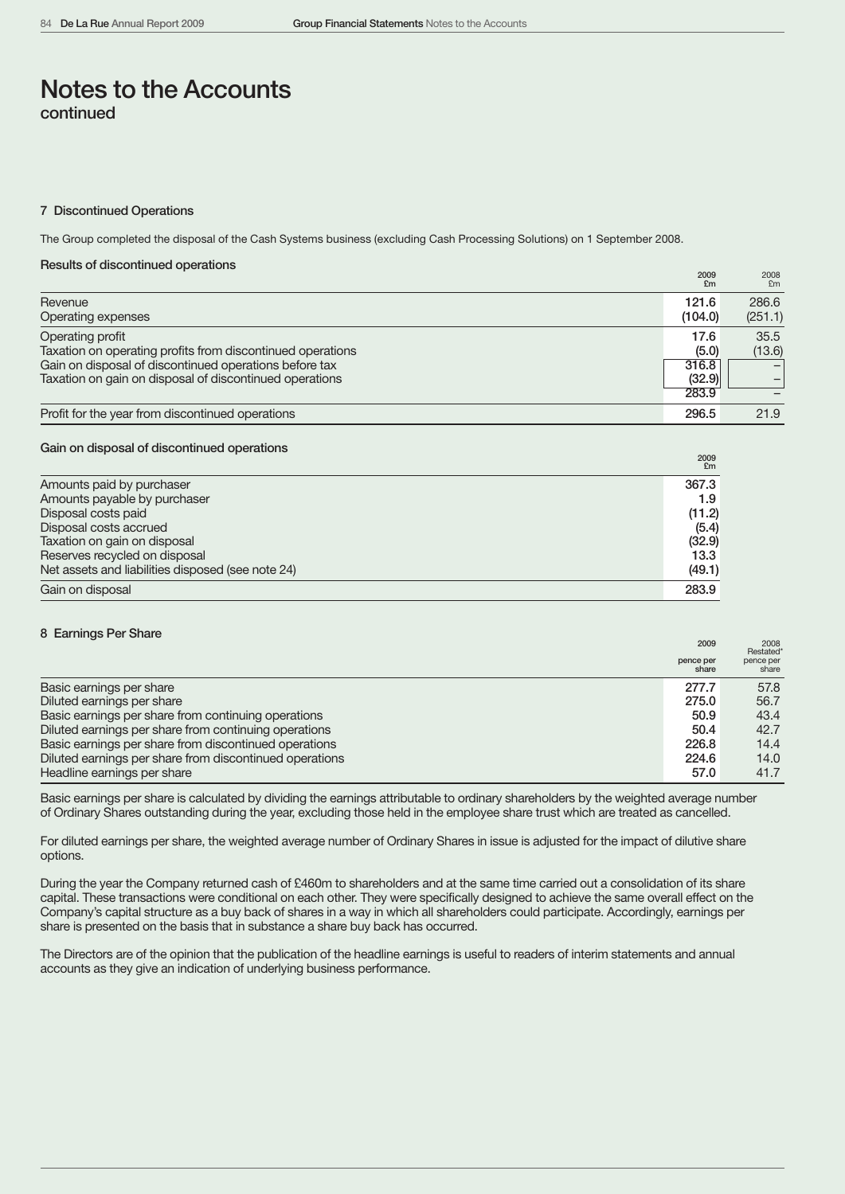# Notes to the Accounts

continued

## 7 Discontinued Operations

The Group completed the disposal of the Cash Systems business (excluding Cash Processing Solutions) on 1 September 2008.

### Results of discontinued operations

| | 2009 £m | 2008 £m |
|---|---|---|
| Revenue | 121.6 | 286.6 |
| Operating expenses | (104.0) | (251.1) |
| Operating profit | 17.6 | 35.5 |
| Taxation on operating profits from discontinued operations | (5.0) | (13.6) |
| Gain on disposal of discontinued operations before tax | 316.8 | – |
| Taxation on gain on disposal of discontinued operations | (32.9) | – |
| | 283.9 | – |
| Profit for the year from discontinued operations | 296.5 | 21.9 |

### Gain on disposal of discontinued operations

| | 2009 £m |
|---|---|
| Amounts paid by purchaser | 367.3 |
| Amounts payable by purchaser | 1.9 |
| Disposal costs paid | (11.2) |
| Disposal costs accrued | (5.4) |
| Taxation on gain on disposal | (32.9) |
| Reserves recycled on disposal | 13.3 |
| Net assets and liabilities disposed (see note 24) | (49.1) |
| Gain on disposal | 283.9 |

## 8 Earnings Per Share

| | 2009 pence per share | 2008 Restated* pence per share |
|---|---|---|
| Basic earnings per share | 277.7 | 57.8 |
| Diluted earnings per share | 275.0 | 56.7 |
| Basic earnings per share from continuing operations | 50.9 | 43.4 |
| Diluted earnings per share from continuing operations | 50.4 | 42.7 |
| Basic earnings per share from discontinued operations | 226.8 | 14.4 |
| Diluted earnings per share from discontinued operations | 224.6 | 14.0 |
| Headline earnings per share | 57.0 | 41.7 |

Basic earnings per share is calculated by dividing the earnings attributable to ordinary shareholders by the weighted average number of Ordinary Shares outstanding during the year, excluding those held in the employee share trust which are treated as cancelled.

For diluted earnings per share, the weighted average number of Ordinary Shares in issue is adjusted for the impact of dilutive share options.

During the year the Company returned cash of £460m to shareholders and at the same time carried out a consolidation of its share capital. These transactions were conditional on each other. They were specifically designed to achieve the same overall effect on the Company's capital structure as a buy back of shares in a way in which all shareholders could participate. Accordingly, earnings per share is presented on the basis that in substance a share buy back has occurred.

The Directors are of the opinion that the publication of the headline earnings is useful to readers of interim statements and annual accounts as they give an indication of underlying business performance.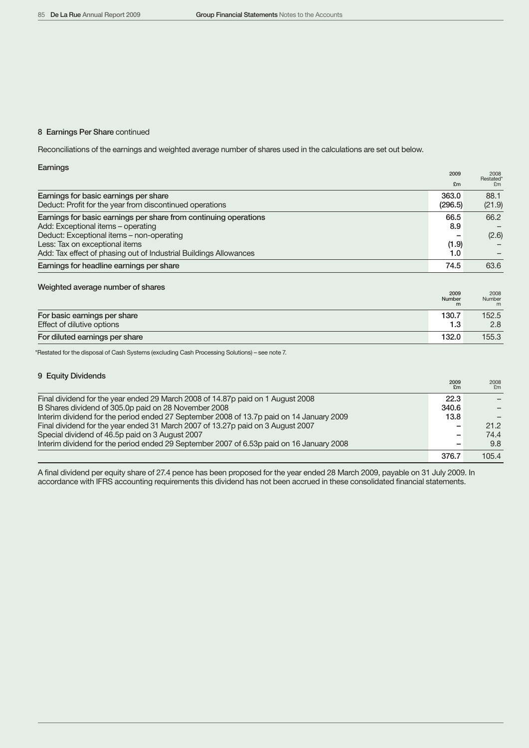## 8 Earnings Per Share continued

Reconciliations of the earnings and weighted average number of shares used in the calculations are set out below.

### Earnings

| | 2009 £m | 2008 Restated* £m |
|---|---|---|
| Earnings for basic earnings per share | 363.0 | 88.1 |
| Deduct: Profit for the year from discontinued operations | (296.5) | (21.9) |
| Earnings for basic earnings per share from continuing operations | 66.5 | 66.2 |
| Add: Exceptional items – operating | 8.9 | – |
| Deduct: Exceptional items – non-operating | – | (2.6) |
| Less: Tax on exceptional items | (1.9) | – |
| Add: Tax effect of phasing out of Industrial Buildings Allowances | 1.0 | – |
| Earnings for headline earnings per share | 74.5 | 63.6 |

### Weighted average number of shares

| | 2009 Number m | 2008 Number m |
|---|---|---|
| For basic earnings per share | 130.7 | 152.5 |
| Effect of dilutive options | 1.3 | 2.8 |
| For diluted earnings per share | 132.0 | 155.3 |

*Restated for the disposal of Cash Systems (excluding Cash Processing Solutions) – see note 7.

## 9 Equity Dividends

| | 2009 £m | 2008 £m |
|---|---|---|
| Final dividend for the year ended 29 March 2008 of 14.87p paid on 1 August 2008 | 22.3 | – |
| B Shares dividend of 305.0p paid on 28 November 2008 | 340.6 | – |
| Interim dividend for the period ended 27 September 2008 of 13.7p paid on 14 January 2009 | 13.8 | – |
| Final dividend for the year ended 31 March 2007 of 13.27p paid on 3 August 2007 | – | 21.2 |
| Special dividend of 46.5p paid on 3 August 2007 | – | 74.4 |
| Interim dividend for the period ended 29 September 2007 of 6.53p paid on 16 January 2008 | – | 9.8 |
| | 376.7 | 105.4 |

A final dividend per equity share of 27.4 pence has been proposed for the year ended 28 March 2009, payable on 31 July 2009. In accordance with IFRS accounting requirements this dividend has not been accrued in these consolidated financial statements.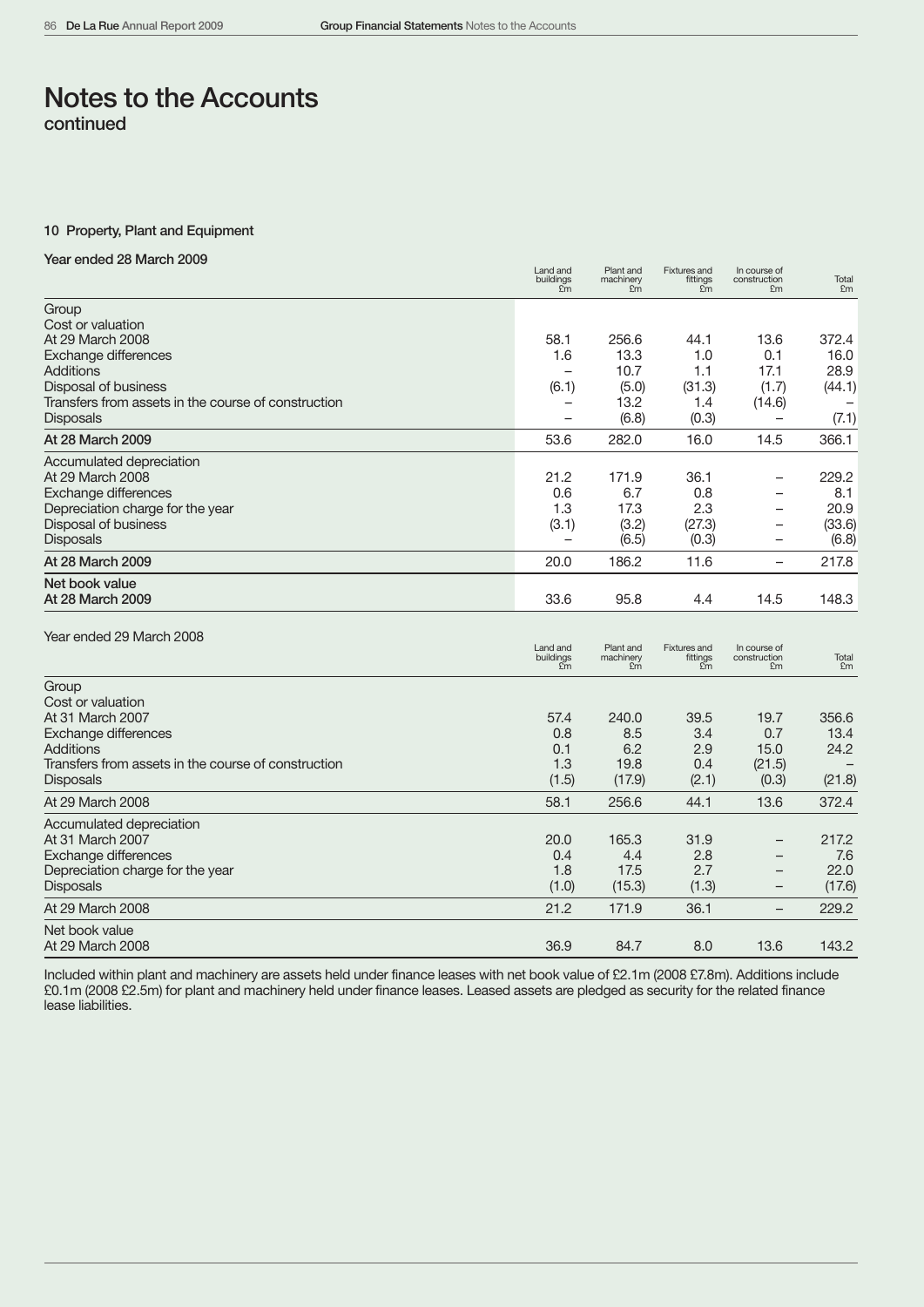# Notes to the Accounts

continued

### 10 Property, Plant and Equipment

**Year ended 28 March 2009**

| | Land and buildings £m | Plant and machinery £m | Fixtures and fittings £m | In course of construction £m | Total £m |
|---|---|---|---|---|---|
| Group | | | | | |
| Cost or valuation | | | | | |
| At 29 March 2008 | 58.1 | 256.6 | 44.1 | 13.6 | 372.4 |
| Exchange differences | 1.6 | 13.3 | 1.0 | 0.1 | 16.0 |
| Additions | – | 10.7 | 1.1 | 17.1 | 28.9 |
| Disposal of business | (6.1) | (5.0) | (31.3) | (1.7) | (44.1) |
| Transfers from assets in the course of construction | – | 13.2 | 1.4 | (14.6) | – |
| Disposals | – | (6.8) | (0.3) | – | (7.1) |
| **At 28 March 2009** | 53.6 | 282.0 | 16.0 | 14.5 | 366.1 |
| Accumulated depreciation | | | | | |
| At 29 March 2008 | 21.2 | 171.9 | 36.1 | – | 229.2 |
| Exchange differences | 0.6 | 6.7 | 0.8 | – | 8.1 |
| Depreciation charge for the year | 1.3 | 17.3 | 2.3 | – | 20.9 |
| Disposal of business | (3.1) | (3.2) | (27.3) | – | (33.6) |
| Disposals | – | (6.5) | (0.3) | – | (6.8) |
| **At 28 March 2009** | 20.0 | 186.2 | 11.6 | – | 217.8 |
| **Net book value** | | | | | |
| **At 28 March 2009** | 33.6 | 95.8 | 4.4 | 14.5 | 148.3 |

Year ended 29 March 2008

| | Land and buildings £m | Plant and machinery £m | Fixtures and fittings £m | In course of construction £m | Total £m |
|---|---|---|---|---|---|
| Group | | | | | |
| Cost or valuation | | | | | |
| At 31 March 2007 | 57.4 | 240.0 | 39.5 | 19.7 | 356.6 |
| Exchange differences | 0.8 | 8.5 | 3.4 | 0.7 | 13.4 |
| Additions | 0.1 | 6.2 | 2.9 | 15.0 | 24.2 |
| Transfers from assets in the course of construction | 1.3 | 19.8 | 0.4 | (21.5) | – |
| Disposals | (1.5) | (17.9) | (2.1) | (0.3) | (21.8) |
| At 29 March 2008 | 58.1 | 256.6 | 44.1 | 13.6 | 372.4 |
| Accumulated depreciation | | | | | |
| At 31 March 2007 | 20.0 | 165.3 | 31.9 | – | 217.2 |
| Exchange differences | 0.4 | 4.4 | 2.8 | – | 7.6 |
| Depreciation charge for the year | 1.8 | 17.5 | 2.7 | – | 22.0 |
| Disposals | (1.0) | (15.3) | (1.3) | – | (17.6) |
| At 29 March 2008 | 21.2 | 171.9 | 36.1 | – | 229.2 |
| Net book value | | | | | |
| At 29 March 2008 | 36.9 | 84.7 | 8.0 | 13.6 | 143.2 |

Included within plant and machinery are assets held under finance leases with net book value of £2.1m (2008 £7.8m). Additions include £0.1m (2008 £2.5m) for plant and machinery held under finance leases. Leased assets are pledged as security for the related finance lease liabilities.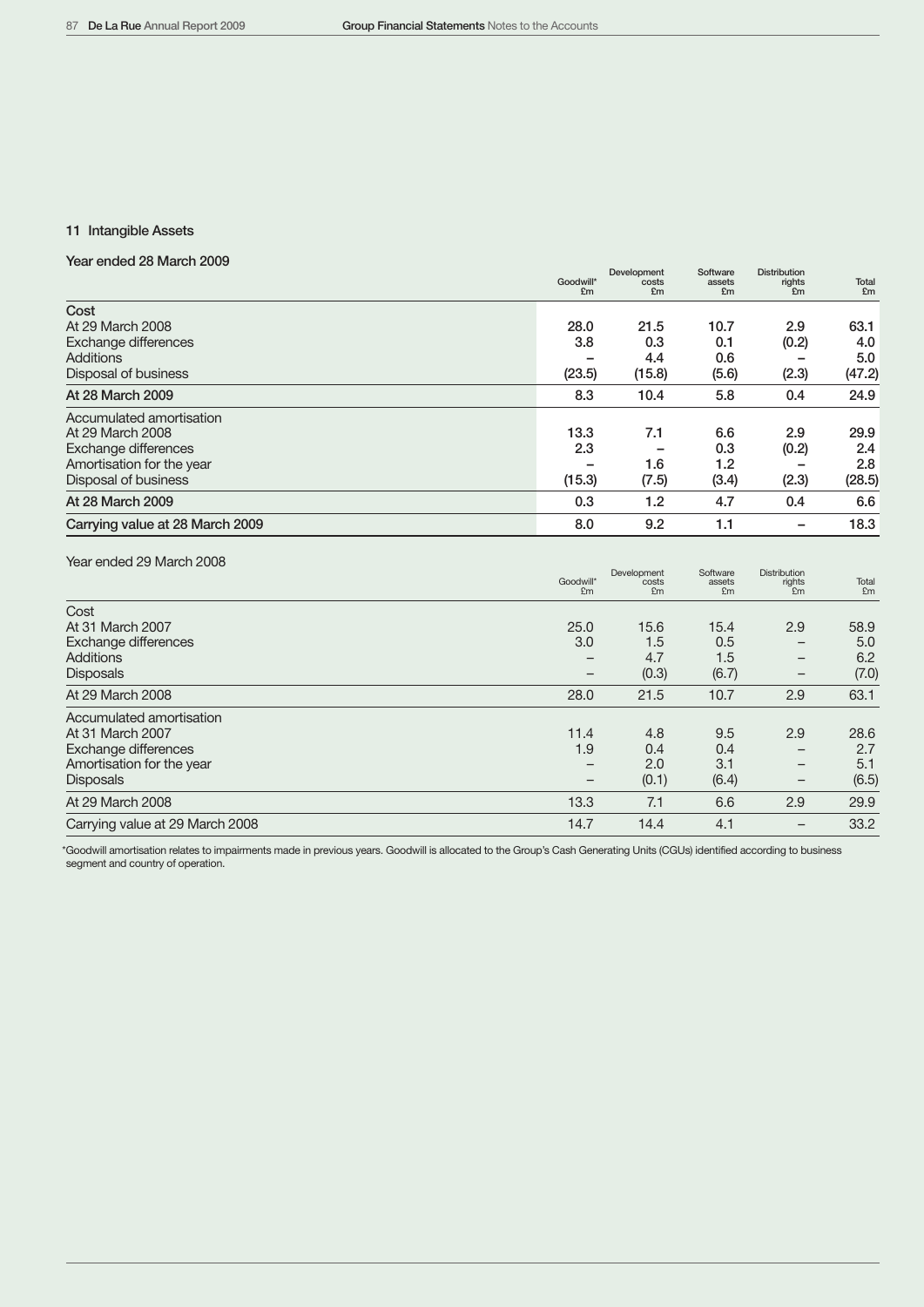## 11 Intangible Assets

### Year ended 28 March 2009

| | Goodwill* £m | Development costs £m | Software assets £m | Distribution rights £m | Total £m |
|---|---|---|---|---|---|
| **Cost** | | | | | |
| At 29 March 2008 | 28.0 | 21.5 | 10.7 | 2.9 | 63.1 |
| Exchange differences | 3.8 | 0.3 | 0.1 | (0.2) | 4.0 |
| Additions | – | 4.4 | 0.6 | – | 5.0 |
| Disposal of business | (23.5) | (15.8) | (5.6) | (2.3) | (47.2) |
| **At 28 March 2009** | 8.3 | 10.4 | 5.8 | 0.4 | 24.9 |
| Accumulated amortisation | | | | | |
| At 29 March 2008 | 13.3 | 7.1 | 6.6 | 2.9 | 29.9 |
| Exchange differences | 2.3 | – | 0.3 | (0.2) | 2.4 |
| Amortisation for the year | – | 1.6 | 1.2 | – | 2.8 |
| Disposal of business | (15.3) | (7.5) | (3.4) | (2.3) | (28.5) |
| **At 28 March 2009** | 0.3 | 1.2 | 4.7 | 0.4 | 6.6 |
| **Carrying value at 28 March 2009** | 8.0 | 9.2 | 1.1 | – | 18.3 |

### Year ended 29 March 2008

| | Goodwill* £m | Development costs £m | Software assets £m | Distribution rights £m | Total £m |
|---|---|---|---|---|---|
| Cost | | | | | |
| At 31 March 2007 | 25.0 | 15.6 | 15.4 | 2.9 | 58.9 |
| Exchange differences | 3.0 | 1.5 | 0.5 | – | 5.0 |
| Additions | – | 4.7 | 1.5 | – | 6.2 |
| Disposals | – | (0.3) | (6.7) | – | (7.0) |
| At 29 March 2008 | 28.0 | 21.5 | 10.7 | 2.9 | 63.1 |
| Accumulated amortisation | | | | | |
| At 31 March 2007 | 11.4 | 4.8 | 9.5 | 2.9 | 28.6 |
| Exchange differences | 1.9 | 0.4 | 0.4 | – | 2.7 |
| Amortisation for the year | – | 2.0 | 3.1 | – | 5.1 |
| Disposals | – | (0.1) | (6.4) | – | (6.5) |
| At 29 March 2008 | 13.3 | 7.1 | 6.6 | 2.9 | 29.9 |
| Carrying value at 29 March 2008 | 14.7 | 14.4 | 4.1 | – | 33.2 |

*Goodwill amortisation relates to impairments made in previous years. Goodwill is allocated to the Group's Cash Generating Units (CGUs) identified according to business segment and country of operation.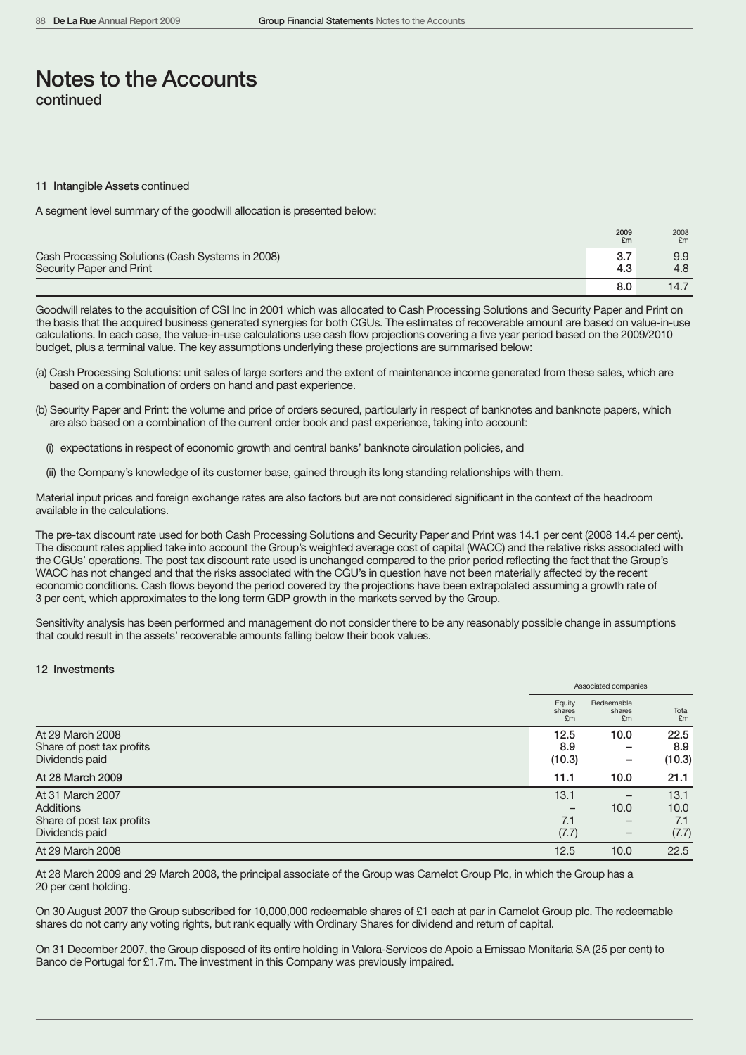# Notes to the Accounts
continued

**11 Intangible Assets** continued

A segment level summary of the goodwill allocation is presented below:

| | 2009 £m | 2008 £m |
|---|---|---|
| Cash Processing Solutions (Cash Systems in 2008) | 3.7 | 9.9 |
| Security Paper and Print | 4.3 | 4.8 |
| | 8.0 | 14.7 |

Goodwill relates to the acquisition of CSI Inc in 2001 which was allocated to Cash Processing Solutions and Security Paper and Print on the basis that the acquired business generated synergies for both CGUs. The estimates of recoverable amount are based on value-in-use calculations. In each case, the value-in-use calculations use cash flow projections covering a five year period based on the 2009/2010 budget, plus a terminal value. The key assumptions underlying these projections are summarised below:

(a) Cash Processing Solutions: unit sales of large sorters and the extent of maintenance income generated from these sales, which are based on a combination of orders on hand and past experience.

(b) Security Paper and Print: the volume and price of orders secured, particularly in respect of banknotes and banknote papers, which are also based on a combination of the current order book and past experience, taking into account:

(i) expectations in respect of economic growth and central banks' banknote circulation policies, and

(ii) the Company's knowledge of its customer base, gained through its long standing relationships with them.

Material input prices and foreign exchange rates are also factors but are not considered significant in the context of the headroom available in the calculations.

The pre-tax discount rate used for both Cash Processing Solutions and Security Paper and Print was 14.1 per cent (2008 14.4 per cent). The discount rates applied take into account the Group's weighted average cost of capital (WACC) and the relative risks associated with the CGUs' operations. The post tax discount rate used is unchanged compared to the prior period reflecting the fact that the Group's WACC has not changed and that the risks associated with the CGU's in question have not been materially affected by the recent economic conditions. Cash flows beyond the period covered by the projections have been extrapolated assuming a growth rate of 3 per cent, which approximates to the long term GDP growth in the markets served by the Group.

Sensitivity analysis has been performed and management do not consider there to be any reasonably possible change in assumptions that could result in the assets' recoverable amounts falling below their book values.

**12 Investments**

| | Associated companies | | |
|---|---|---|---|
| | Equity shares £m | Redeemable shares £m | Total £m |
| At 29 March 2008 | 12.5 | 10.0 | 22.5 |
| Share of post tax profits | 8.9 | – | 8.9 |
| Dividends paid | (10.3) | – | (10.3) |
| **At 28 March 2009** | **11.1** | **10.0** | **21.1** |
| At 31 March 2007 | 13.1 | – | 13.1 |
| Additions | – | 10.0 | 10.0 |
| Share of post tax profits | 7.1 | – | 7.1 |
| Dividends paid | (7.7) | – | (7.7) |
| At 29 March 2008 | 12.5 | 10.0 | 22.5 |

At 28 March 2009 and 29 March 2008, the principal associate of the Group was Camelot Group Plc, in which the Group has a 20 per cent holding.

On 30 August 2007 the Group subscribed for 10,000,000 redeemable shares of £1 each at par in Camelot Group plc. The redeemable shares do not carry any voting rights, but rank equally with Ordinary Shares for dividend and return of capital.

On 31 December 2007, the Group disposed of its entire holding in Valora-Servicos de Apoio a Emissao Monitaria SA (25 per cent) to Banco de Portugal for £1.7m. The investment in this Company was previously impaired.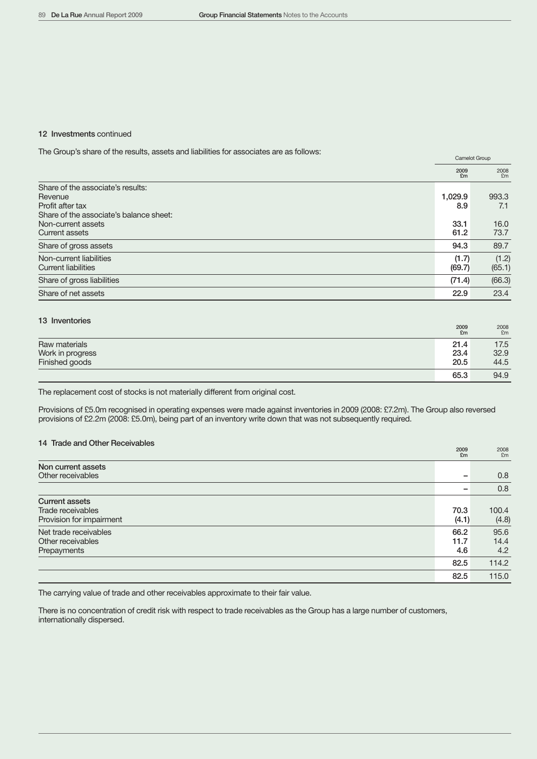## 12 Investments continued

The Group's share of the results, assets and liabilities for associates are as follows:

| | Camelot Group | |
|---|---|---|
| | 2009 £m | 2008 £m |
| Share of the associate's results: | | |
| Revenue | 1,029.9 | 993.3 |
| Profit after tax | 8.9 | 7.1 |
| Share of the associate's balance sheet: | | |
| Non-current assets | 33.1 | 16.0 |
| Current assets | 61.2 | 73.7 |
| Share of gross assets | 94.3 | 89.7 |
| Non-current liabilities | (1.7) | (1.2) |
| Current liabilities | (69.7) | (65.1) |
| Share of gross liabilities | (71.4) | (66.3) |
| Share of net assets | 22.9 | 23.4 |

## 13 Inventories

| | 2009 £m | 2008 £m |
|---|---|---|
| Raw materials | 21.4 | 17.5 |
| Work in progress | 23.4 | 32.9 |
| Finished goods | 20.5 | 44.5 |
| | 65.3 | 94.9 |

The replacement cost of stocks is not materially different from original cost.

Provisions of £5.0m recognised in operating expenses were made against inventories in 2009 (2008: £7.2m). The Group also reversed provisions of £2.2m (2008: £5.0m), being part of an inventory write down that was not subsequently required.

## 14 Trade and Other Receivables

| | 2009 £m | 2008 £m |
|---|---|---|
| **Non current assets** | | |
| Other receivables | – | 0.8 |
| | – | 0.8 |
| **Current assets** | | |
| Trade receivables | 70.3 | 100.4 |
| Provision for impairment | (4.1) | (4.8) |
| Net trade receivables | 66.2 | 95.6 |
| Other receivables | 11.7 | 14.4 |
| Prepayments | 4.6 | 4.2 |
| | 82.5 | 114.2 |
| | 82.5 | 115.0 |

The carrying value of trade and other receivables approximate to their fair value.

There is no concentration of credit risk with respect to trade receivables as the Group has a large number of customers, internationally dispersed.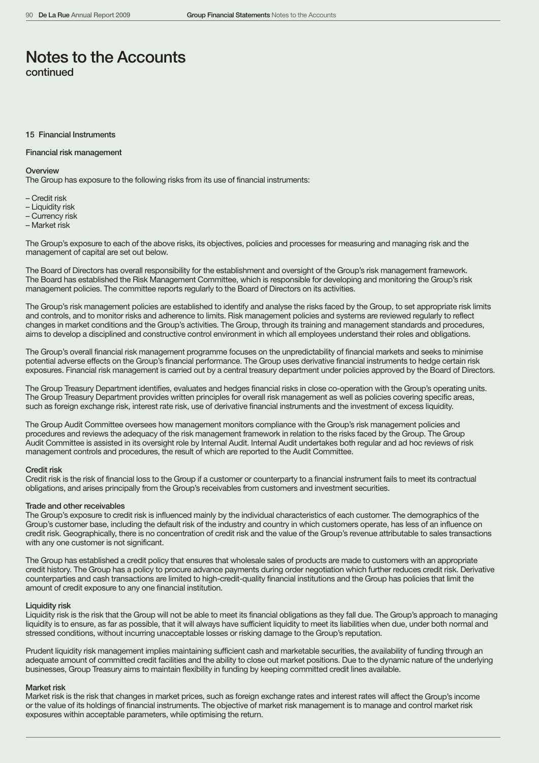# Notes to the Accounts

continued

## 15 Financial Instruments

### Financial risk management

#### Overview

The Group has exposure to the following risks from its use of financial instruments:

– Credit risk
– Liquidity risk
– Currency risk
– Market risk

The Group's exposure to each of the above risks, its objectives, policies and processes for measuring and managing risk and the management of capital are set out below.

The Board of Directors has overall responsibility for the establishment and oversight of the Group's risk management framework. The Board has established the Risk Management Committee, which is responsible for developing and monitoring the Group's risk management policies. The committee reports regularly to the Board of Directors on its activities.

The Group's risk management policies are established to identify and analyse the risks faced by the Group, to set appropriate risk limits and controls, and to monitor risks and adherence to limits. Risk management policies and systems are reviewed regularly to reflect changes in market conditions and the Group's activities. The Group, through its training and management standards and procedures, aims to develop a disciplined and constructive control environment in which all employees understand their roles and obligations.

The Group's overall financial risk management programme focuses on the unpredictability of financial markets and seeks to minimise potential adverse effects on the Group's financial performance. The Group uses derivative financial instruments to hedge certain risk exposures. Financial risk management is carried out by a central treasury department under policies approved by the Board of Directors.

The Group Treasury Department identifies, evaluates and hedges financial risks in close co-operation with the Group's operating units. The Group Treasury Department provides written principles for overall risk management as well as policies covering specific areas, such as foreign exchange risk, interest rate risk, use of derivative financial instruments and the investment of excess liquidity.

The Group Audit Committee oversees how management monitors compliance with the Group's risk management policies and procedures and reviews the adequacy of the risk management framework in relation to the risks faced by the Group. The Group Audit Committee is assisted in its oversight role by Internal Audit. Internal Audit undertakes both regular and ad hoc reviews of risk management controls and procedures, the result of which are reported to the Audit Committee.

#### Credit risk

Credit risk is the risk of financial loss to the Group if a customer or counterparty to a financial instrument fails to meet its contractual obligations, and arises principally from the Group's receivables from customers and investment securities.

#### Trade and other receivables

The Group's exposure to credit risk is influenced mainly by the individual characteristics of each customer. The demographics of the Group's customer base, including the default risk of the industry and country in which customers operate, has less of an influence on credit risk. Geographically, there is no concentration of credit risk and the value of the Group's revenue attributable to sales transactions with any one customer is not significant.

The Group has established a credit policy that ensures that wholesale sales of products are made to customers with an appropriate credit history. The Group has a policy to procure advance payments during order negotiation which further reduces credit risk. Derivative counterparties and cash transactions are limited to high-credit-quality financial institutions and the Group has policies that limit the amount of credit exposure to any one financial institution.

#### Liquidity risk

Liquidity risk is the risk that the Group will not be able to meet its financial obligations as they fall due. The Group's approach to managing liquidity is to ensure, as far as possible, that it will always have sufficient liquidity to meet its liabilities when due, under both normal and stressed conditions, without incurring unacceptable losses or risking damage to the Group's reputation.

Prudent liquidity risk management implies maintaining sufficient cash and marketable securities, the availability of funding through an adequate amount of committed credit facilities and the ability to close out market positions. Due to the dynamic nature of the underlying businesses, Group Treasury aims to maintain flexibility in funding by keeping committed credit lines available.

#### Market risk

Market risk is the risk that changes in market prices, such as foreign exchange rates and interest rates will affect the Group's income or the value of its holdings of financial instruments. The objective of market risk management is to manage and control market risk exposures within acceptable parameters, while optimising the return.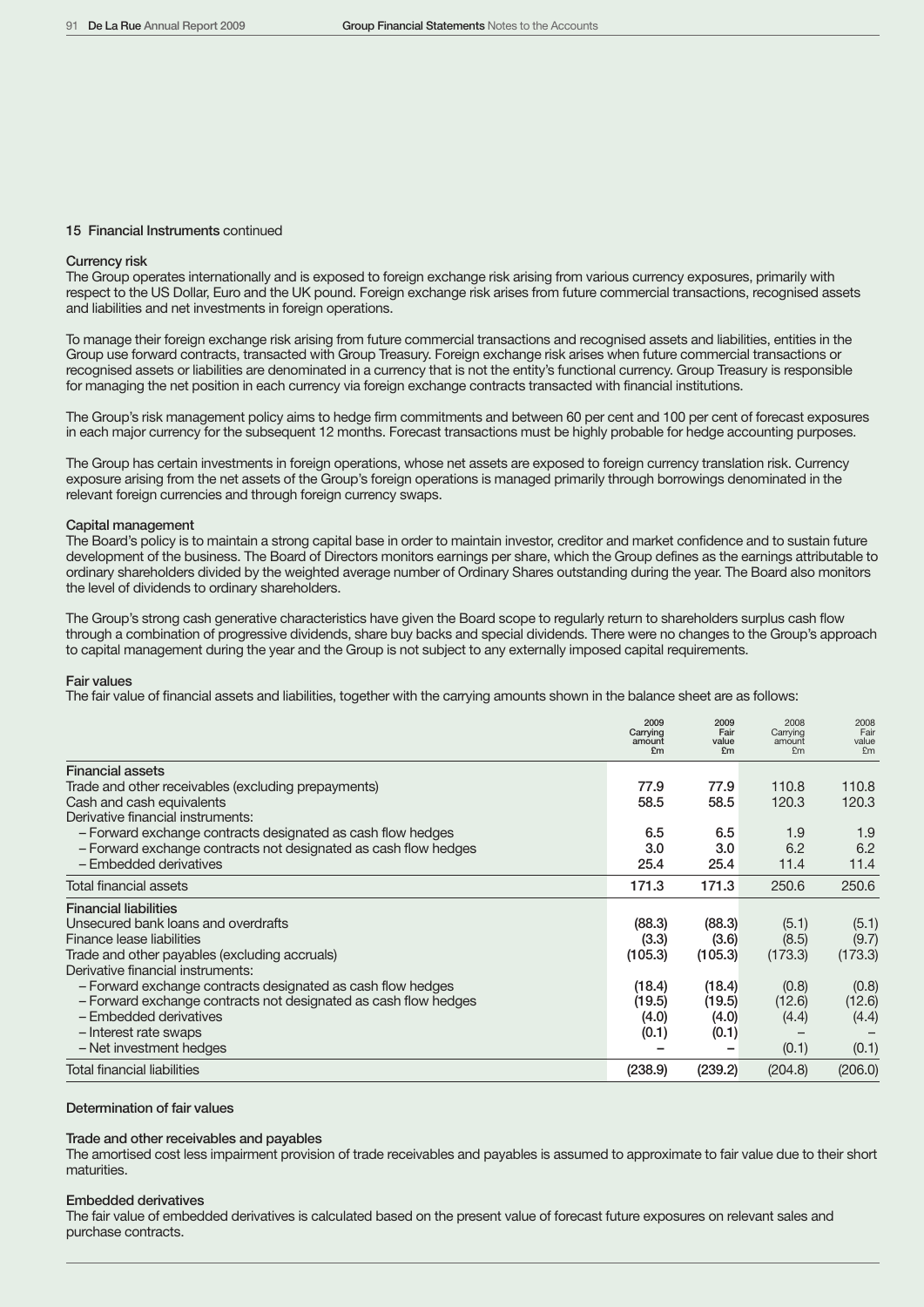## 15 Financial Instruments continued

### Currency risk

The Group operates internationally and is exposed to foreign exchange risk arising from various currency exposures, primarily with respect to the US Dollar, Euro and the UK pound. Foreign exchange risk arises from future commercial transactions, recognised assets and liabilities and net investments in foreign operations.

To manage their foreign exchange risk arising from future commercial transactions and recognised assets and liabilities, entities in the Group use forward contracts, transacted with Group Treasury. Foreign exchange risk arises when future commercial transactions or recognised assets or liabilities are denominated in a currency that is not the entity's functional currency. Group Treasury is responsible for managing the net position in each currency via foreign exchange contracts transacted with financial institutions.

The Group's risk management policy aims to hedge firm commitments and between 60 per cent and 100 per cent of forecast exposures in each major currency for the subsequent 12 months. Forecast transactions must be highly probable for hedge accounting purposes.

The Group has certain investments in foreign operations, whose net assets are exposed to foreign currency translation risk. Currency exposure arising from the net assets of the Group's foreign operations is managed primarily through borrowings denominated in the relevant foreign currencies and through foreign currency swaps.

### Capital management

The Board's policy is to maintain a strong capital base in order to maintain investor, creditor and market confidence and to sustain future development of the business. The Board of Directors monitors earnings per share, which the Group defines as the earnings attributable to ordinary shareholders divided by the weighted average number of Ordinary Shares outstanding during the year. The Board also monitors the level of dividends to ordinary shareholders.

The Group's strong cash generative characteristics have given the Board scope to regularly return to shareholders surplus cash flow through a combination of progressive dividends, share buy backs and special dividends. There were no changes to the Group's approach to capital management during the year and the Group is not subject to any externally imposed capital requirements.

### Fair values

The fair value of financial assets and liabilities, together with the carrying amounts shown in the balance sheet are as follows:

| | 2009 Carrying amount £m | 2009 Fair value £m | 2008 Carrying amount £m | 2008 Fair value £m |
|---|---|---|---|---|
| **Financial assets** | | | | |
| Trade and other receivables (excluding prepayments) | 77.9 | 77.9 | 110.8 | 110.8 |
| Cash and cash equivalents | 58.5 | 58.5 | 120.3 | 120.3 |
| Derivative financial instruments: | | | | |
| – Forward exchange contracts designated as cash flow hedges | 6.5 | 6.5 | 1.9 | 1.9 |
| – Forward exchange contracts not designated as cash flow hedges | 3.0 | 3.0 | 6.2 | 6.2 |
| – Embedded derivatives | 25.4 | 25.4 | 11.4 | 11.4 |
| Total financial assets | 171.3 | 171.3 | 250.6 | 250.6 |
| **Financial liabilities** | | | | |
| Unsecured bank loans and overdrafts | (88.3) | (88.3) | (5.1) | (5.1) |
| Finance lease liabilities | (3.3) | (3.6) | (8.5) | (9.7) |
| Trade and other payables (excluding accruals) | (105.3) | (105.3) | (173.3) | (173.3) |
| Derivative financial instruments: | | | | |
| – Forward exchange contracts designated as cash flow hedges | (18.4) | (18.4) | (0.8) | (0.8) |
| – Forward exchange contracts not designated as cash flow hedges | (19.5) | (19.5) | (12.6) | (12.6) |
| – Embedded derivatives | (4.0) | (4.0) | (4.4) | (4.4) |
| – Interest rate swaps | (0.1) | (0.1) | – | – |
| – Net investment hedges | – | – | (0.1) | (0.1) |
| Total financial liabilities | (238.9) | (239.2) | (204.8) | (206.0) |

### Determination of fair values

#### Trade and other receivables and payables

The amortised cost less impairment provision of trade receivables and payables is assumed to approximate to fair value due to their short maturities.

#### Embedded derivatives

The fair value of embedded derivatives is calculated based on the present value of forecast future exposures on relevant sales and purchase contracts.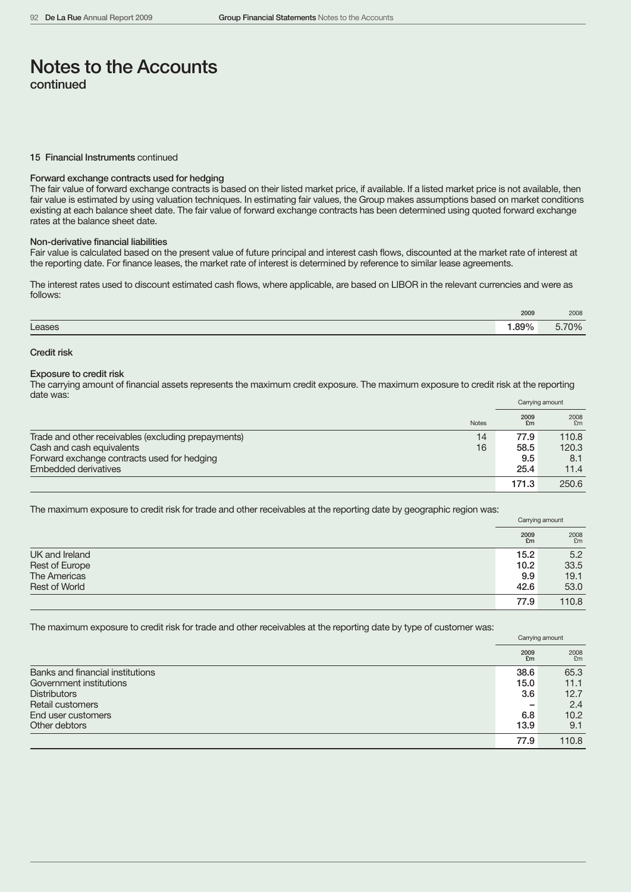# Notes to the Accounts
continued

## 15 Financial Instruments continued

### Forward exchange contracts used for hedging

The fair value of forward exchange contracts is based on their listed market price, if available. If a listed market price is not available, then fair value is estimated by using valuation techniques. In estimating fair values, the Group makes assumptions based on market conditions existing at each balance sheet date. The fair value of forward exchange contracts has been determined using quoted forward exchange rates at the balance sheet date.

### Non-derivative financial liabilities

Fair value is calculated based on the present value of future principal and interest cash flows, discounted at the market rate of interest at the reporting date. For finance leases, the market rate of interest is determined by reference to similar lease agreements.

The interest rates used to discount estimated cash flows, where applicable, are based on LIBOR in the relevant currencies and were as follows:

| | 2009 | 2008 |
|---|---|---|
| Leases | 1.89% | 5.70% |

### Credit risk

### Exposure to credit risk

The carrying amount of financial assets represents the maximum credit exposure. The maximum exposure to credit risk at the reporting date was:

| | Notes | Carrying amount 2009 £m | 2008 £m |
|---|---|---|---|
| Trade and other receivables (excluding prepayments) | 14 | 77.9 | 110.8 |
| Cash and cash equivalents | 16 | 58.5 | 120.3 |
| Forward exchange contracts used for hedging | | 9.5 | 8.1 |
| Embedded derivatives | | 25.4 | 11.4 |
| | | 171.3 | 250.6 |

The maximum exposure to credit risk for trade and other receivables at the reporting date by geographic region was:

| | Carrying amount 2009 £m | 2008 £m |
|---|---|---|
| UK and Ireland | 15.2 | 5.2 |
| Rest of Europe | 10.2 | 33.5 |
| The Americas | 9.9 | 19.1 |
| Rest of World | 42.6 | 53.0 |
| | 77.9 | 110.8 |

The maximum exposure to credit risk for trade and other receivables at the reporting date by type of customer was:

| | Carrying amount 2009 £m | 2008 £m |
|---|---|---|
| Banks and financial institutions | 38.6 | 65.3 |
| Government institutions | 15.0 | 11.1 |
| Distributors | 3.6 | 12.7 |
| Retail customers | – | 2.4 |
| End user customers | 6.8 | 10.2 |
| Other debtors | 13.9 | 9.1 |
| | 77.9 | 110.8 |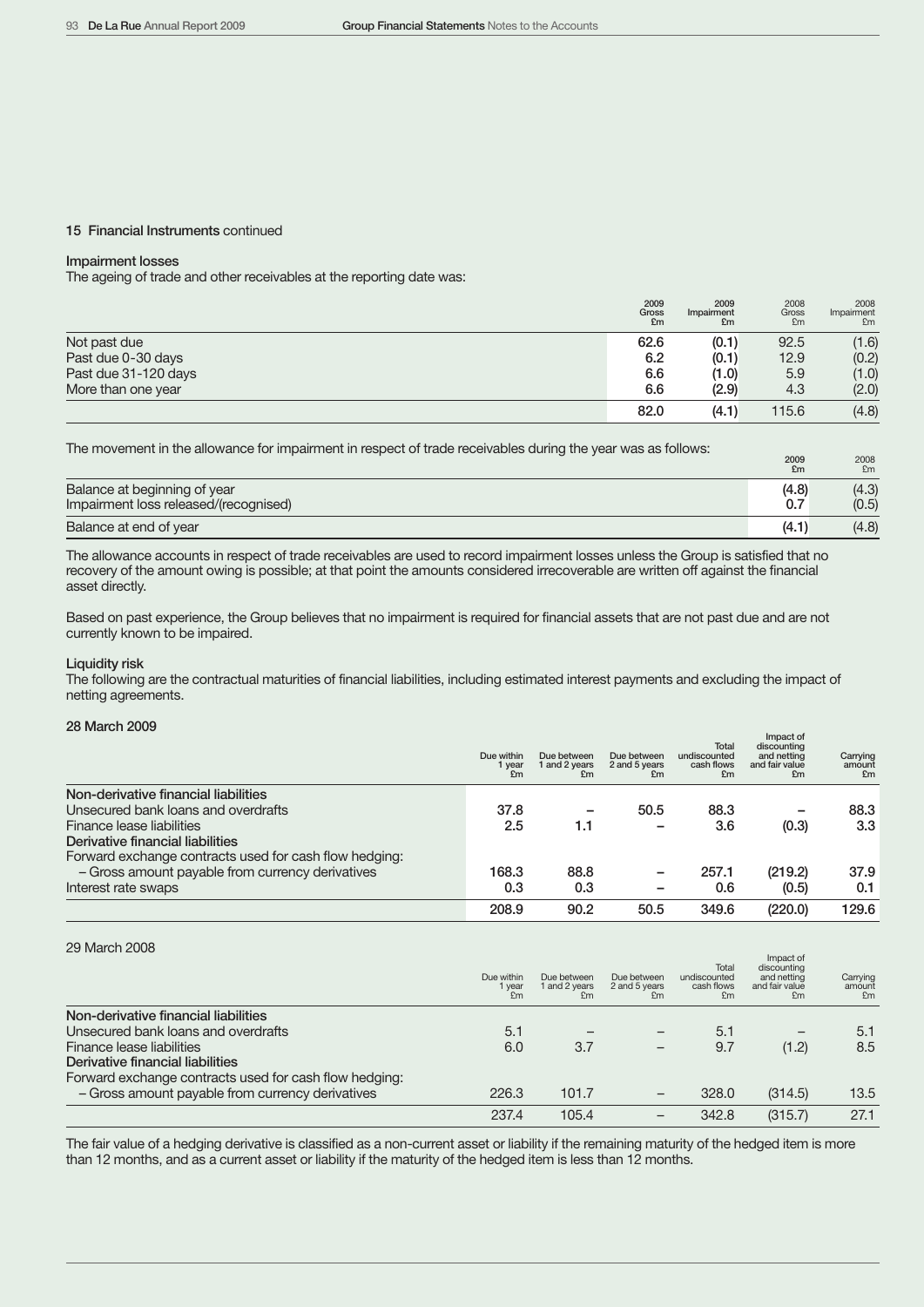## 15 Financial Instruments continued

### Impairment losses

The ageing of trade and other receivables at the reporting date was:

| | 2009 Gross £m | 2009 Impairment £m | 2008 Gross £m | 2008 Impairment £m |
|---|---|---|---|---|
| Not past due | 62.6 | (0.1) | 92.5 | (1.6) |
| Past due 0-30 days | 6.2 | (0.1) | 12.9 | (0.2) |
| Past due 31-120 days | 6.6 | (1.0) | 5.9 | (1.0) |
| More than one year | 6.6 | (2.9) | 4.3 | (2.0) |
| | 82.0 | (4.1) | 115.6 | (4.8) |

The movement in the allowance for impairment in respect of trade receivables during the year was as follows:

| | 2009 £m | 2008 £m |
|---|---|---|
| Balance at beginning of year | (4.8) | (4.3) |
| Impairment loss released/(recognised) | 0.7 | (0.5) |
| Balance at end of year | (4.1) | (4.8) |

The allowance accounts in respect of trade receivables are used to record impairment losses unless the Group is satisfied that no recovery of the amount owing is possible; at that point the amounts considered irrecoverable are written off against the financial asset directly.

Based on past experience, the Group believes that no impairment is required for financial assets that are not past due and are not currently known to be impaired.

### Liquidity risk

The following are the contractual maturities of financial liabilities, including estimated interest payments and excluding the impact of netting agreements.

**28 March 2009**

| | Due within 1 year £m | Due between 1 and 2 years £m | Due between 2 and 5 years £m | Total undiscounted cash flows £m | Impact of discounting and netting and fair value £m | Carrying amount £m |
|---|---|---|---|---|---|---|
| **Non-derivative financial liabilities** | | | | | | |
| Unsecured bank loans and overdrafts | 37.8 | – | 50.5 | 88.3 | – | 88.3 |
| Finance lease liabilities | 2.5 | 1.1 | – | 3.6 | (0.3) | 3.3 |
| **Derivative financial liabilities** | | | | | | |
| Forward exchange contracts used for cash flow hedging: | | | | | | |
| – Gross amount payable from currency derivatives | 168.3 | 88.8 | – | 257.1 | (219.2) | 37.9 |
| Interest rate swaps | 0.3 | 0.3 | – | 0.6 | (0.5) | 0.1 |
| | 208.9 | 90.2 | 50.5 | 349.6 | (220.0) | 129.6 |

29 March 2008

| | Due within 1 year £m | Due between 1 and 2 years £m | Due between 2 and 5 years £m | Total undiscounted cash flows £m | Impact of discounting and netting and fair value £m | Carrying amount £m |
|---|---|---|---|---|---|---|
| **Non-derivative financial liabilities** | | | | | | |
| Unsecured bank loans and overdrafts | 5.1 | – | – | 5.1 | – | 5.1 |
| Finance lease liabilities | 6.0 | 3.7 | – | 9.7 | (1.2) | 8.5 |
| **Derivative financial liabilities** | | | | | | |
| Forward exchange contracts used for cash flow hedging: | | | | | | |
| – Gross amount payable from currency derivatives | 226.3 | 101.7 | – | 328.0 | (314.5) | 13.5 |
| | 237.4 | 105.4 | – | 342.8 | (315.7) | 27.1 |

The fair value of a hedging derivative is classified as a non-current asset or liability if the remaining maturity of the hedged item is more than 12 months, and as a current asset or liability if the maturity of the hedged item is less than 12 months.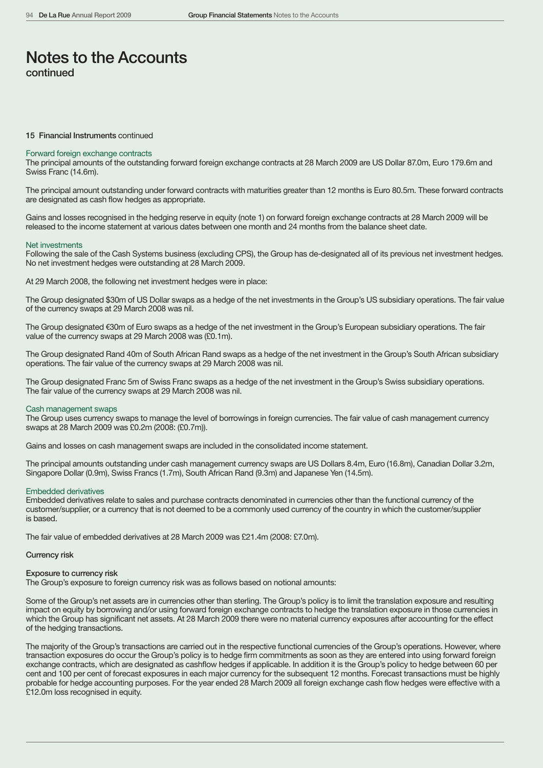# Notes to the Accounts
continued

### 15 Financial Instruments continued

#### Forward foreign exchange contracts

The principal amounts of the outstanding forward foreign exchange contracts at 28 March 2009 are US Dollar 87.0m, Euro 179.6m and Swiss Franc (14.6m).

The principal amount outstanding under forward contracts with maturities greater than 12 months is Euro 80.5m. These forward contracts are designated as cash flow hedges as appropriate.

Gains and losses recognised in the hedging reserve in equity (note 1) on forward foreign exchange contracts at 28 March 2009 will be released to the income statement at various dates between one month and 24 months from the balance sheet date.

#### Net investments

Following the sale of the Cash Systems business (excluding CPS), the Group has de-designated all of its previous net investment hedges. No net investment hedges were outstanding at 28 March 2009.

At 29 March 2008, the following net investment hedges were in place:

The Group designated $30m of US Dollar swaps as a hedge of the net investments in the Group's US subsidiary operations. The fair value of the currency swaps at 29 March 2008 was nil.

The Group designated €30m of Euro swaps as a hedge of the net investment in the Group's European subsidiary operations. The fair value of the currency swaps at 29 March 2008 was (£0.1m).

The Group designated Rand 40m of South African Rand swaps as a hedge of the net investment in the Group's South African subsidiary operations. The fair value of the currency swaps at 29 March 2008 was nil.

The Group designated Franc 5m of Swiss Franc swaps as a hedge of the net investment in the Group's Swiss subsidiary operations. The fair value of the currency swaps at 29 March 2008 was nil.

#### Cash management swaps

The Group uses currency swaps to manage the level of borrowings in foreign currencies. The fair value of cash management currency swaps at 28 March 2009 was £0.2m (2008: (£0.7m)).

Gains and losses on cash management swaps are included in the consolidated income statement.

The principal amounts outstanding under cash management currency swaps are US Dollars 8.4m, Euro (16.8m), Canadian Dollar 3.2m, Singapore Dollar (0.9m), Swiss Francs (1.7m), South African Rand (9.3m) and Japanese Yen (14.5m).

#### Embedded derivatives

Embedded derivatives relate to sales and purchase contracts denominated in currencies other than the functional currency of the customer/supplier, or a currency that is not deemed to be a commonly used currency of the country in which the customer/supplier is based.

The fair value of embedded derivatives at 28 March 2009 was £21.4m (2008: £7.0m).

### Currency risk

#### Exposure to currency risk

The Group's exposure to foreign currency risk was as follows based on notional amounts:

Some of the Group's net assets are in currencies other than sterling. The Group's policy is to limit the translation exposure and resulting impact on equity by borrowing and/or using forward foreign exchange contracts to hedge the translation exposure in those currencies in which the Group has significant net assets. At 28 March 2009 there were no material currency exposures after accounting for the effect of the hedging transactions.

The majority of the Group's transactions are carried out in the respective functional currencies of the Group's operations. However, where transaction exposures do occur the Group's policy is to hedge firm commitments as soon as they are entered into using forward foreign exchange contracts, which are designated as cashflow hedges if applicable. In addition it is the Group's policy to hedge between 60 per cent and 100 per cent of forecast exposures in each major currency for the subsequent 12 months. Forecast transactions must be highly probable for hedge accounting purposes. For the year ended 28 March 2009 all foreign exchange cash flow hedges were effective with a £12.0m loss recognised in equity.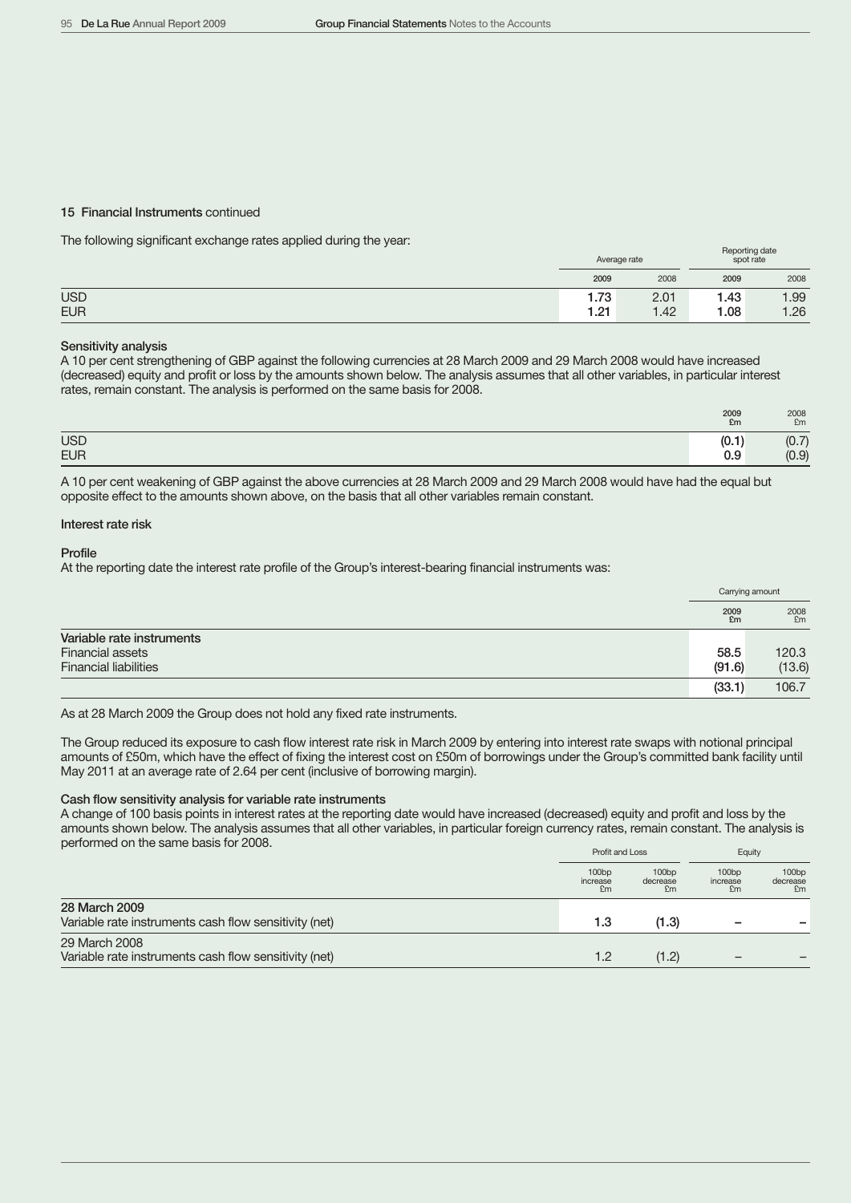## 15 Financial Instruments continued

The following significant exchange rates applied during the year:

| | Average rate | | Reporting date spot rate | |
|---|---|---|---|---|
| | 2009 | 2008 | 2009 | 2008 |
| USD | 1.73 | 2.01 | 1.43 | 1.99 |
| EUR | 1.21 | 1.42 | 1.08 | 1.26 |

### Sensitivity analysis

A 10 per cent strengthening of GBP against the following currencies at 28 March 2009 and 29 March 2008 would have increased (decreased) equity and profit or loss by the amounts shown below. The analysis assumes that all other variables, in particular interest rates, remain constant. The analysis is performed on the same basis for 2008.

| | 2009 £m | 2008 £m |
|---|---|---|
| USD | (0.1) | (0.7) |
| EUR | 0.9 | (0.9) |

A 10 per cent weakening of GBP against the above currencies at 28 March 2009 and 29 March 2008 would have had the equal but opposite effect to the amounts shown above, on the basis that all other variables remain constant.

### Interest rate risk

#### Profile

At the reporting date the interest rate profile of the Group's interest-bearing financial instruments was:

| | Carrying amount | |
|---|---|---|
| | 2009 £m | 2008 £m |
| **Variable rate instruments** | | |
| Financial assets | 58.5 | 120.3 |
| Financial liabilities | (91.6) | (13.6) |
| | (33.1) | 106.7 |

As at 28 March 2009 the Group does not hold any fixed rate instruments.

The Group reduced its exposure to cash flow interest rate risk in March 2009 by entering into interest rate swaps with notional principal amounts of £50m, which have the effect of fixing the interest cost on £50m of borrowings under the Group's committed bank facility until May 2011 at an average rate of 2.64 per cent (inclusive of borrowing margin).

#### Cash flow sensitivity analysis for variable rate instruments

A change of 100 basis points in interest rates at the reporting date would have increased (decreased) equity and profit and loss by the amounts shown below. The analysis assumes that all other variables, in particular foreign currency rates, remain constant. The analysis is performed on the same basis for 2008.

| | Profit and Loss | | Equity | |
|---|---|---|---|---|
| | 100bp increase £m | 100bp decrease £m | 100bp increase £m | 100bp decrease £m |
| **28 March 2009** | | | | |
| Variable rate instruments cash flow sensitivity (net) | 1.3 | (1.3) | – | – |
| **29 March 2008** | | | | |
| Variable rate instruments cash flow sensitivity (net) | 1.2 | (1.2) | – | – |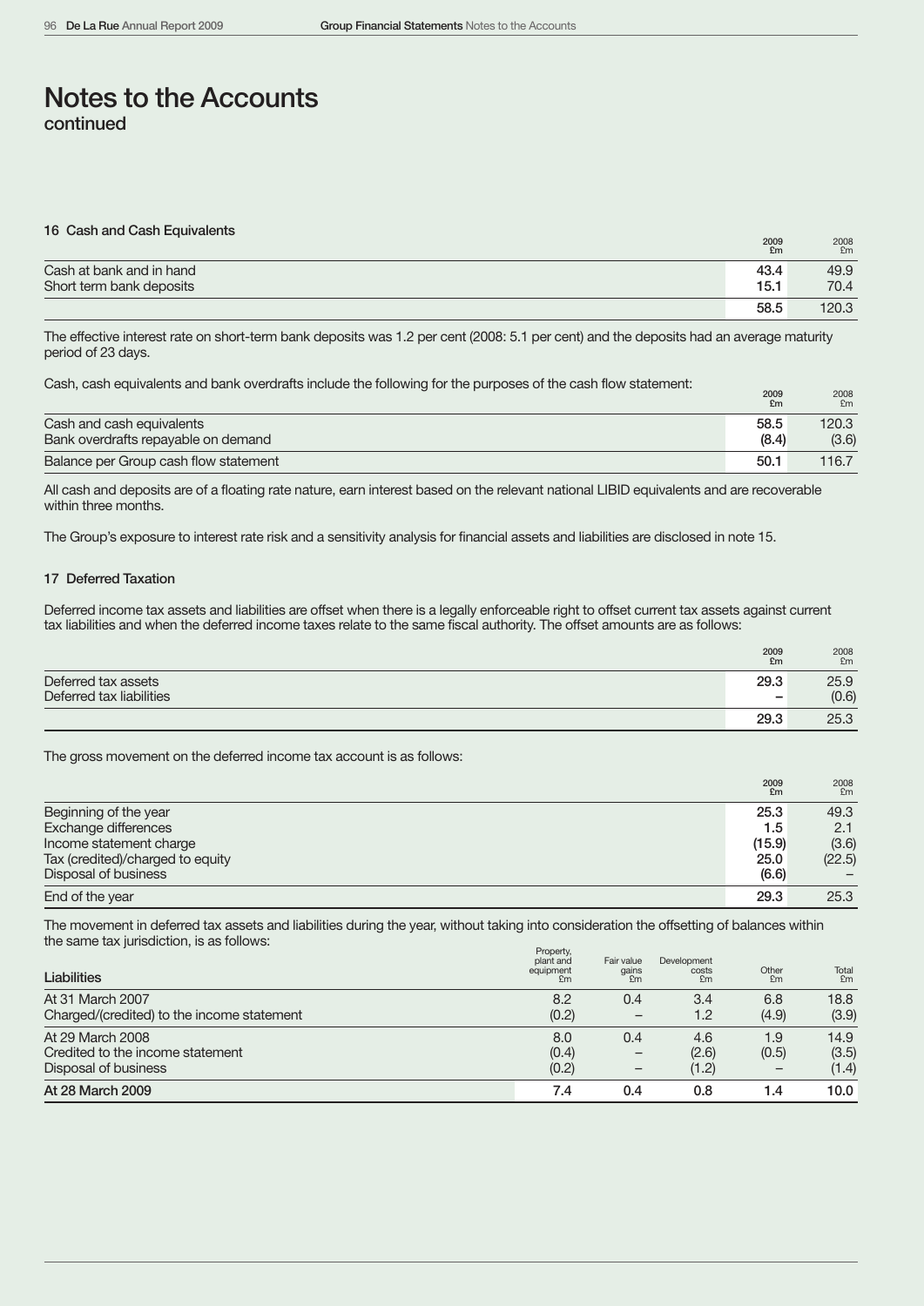# Notes to the Accounts
continued

### 16 Cash and Cash Equivalents

| | 2009 £m | 2008 £m |
|---|---|---|
| Cash at bank and in hand | 43.4 | 49.9 |
| Short term bank deposits | 15.1 | 70.4 |
| | 58.5 | 120.3 |

The effective interest rate on short-term bank deposits was 1.2 per cent (2008: 5.1 per cent) and the deposits had an average maturity period of 23 days.

Cash, cash equivalents and bank overdrafts include the following for the purposes of the cash flow statement:

| | 2009 £m | 2008 £m |
|---|---|---|
| Cash and cash equivalents | 58.5 | 120.3 |
| Bank overdrafts repayable on demand | (8.4) | (3.6) |
| Balance per Group cash flow statement | 50.1 | 116.7 |

All cash and deposits are of a floating rate nature, earn interest based on the relevant national LIBID equivalents and are recoverable within three months.

The Group's exposure to interest rate risk and a sensitivity analysis for financial assets and liabilities are disclosed in note 15.

### 17 Deferred Taxation

Deferred income tax assets and liabilities are offset when there is a legally enforceable right to offset current tax assets against current tax liabilities and when the deferred income taxes relate to the same fiscal authority. The offset amounts are as follows:

| | 2009 £m | 2008 £m |
|---|---|---|
| Deferred tax assets | 29.3 | 25.9 |
| Deferred tax liabilities | – | (0.6) |
| | 29.3 | 25.3 |

The gross movement on the deferred income tax account is as follows:

| | 2009 £m | 2008 £m |
|---|---|---|
| Beginning of the year | 25.3 | 49.3 |
| Exchange differences | 1.5 | 2.1 |
| Income statement charge | (15.9) | (3.6) |
| Tax (credited)/charged to equity | 25.0 | (22.5) |
| Disposal of business | (6.6) | – |
| End of the year | 29.3 | 25.3 |

The movement in deferred tax assets and liabilities during the year, without taking into consideration the offsetting of balances within the same tax jurisdiction, is as follows:

| Liabilities | Property, plant and equipment £m | Fair value gains £m | Development costs £m | Other £m | Total £m |
|---|---|---|---|---|---|
| At 31 March 2007 | 8.2 | 0.4 | 3.4 | 6.8 | 18.8 |
| Charged/(credited) to the income statement | (0.2) | – | 1.2 | (4.9) | (3.9) |
| At 29 March 2008 | 8.0 | 0.4 | 4.6 | 1.9 | 14.9 |
| Credited to the income statement | (0.4) | – | (2.6) | (0.5) | (3.5) |
| Disposal of business | (0.2) | – | (1.2) | – | (1.4) |
| **At 28 March 2009** | **7.4** | **0.4** | **0.8** | **1.4** | **10.0** |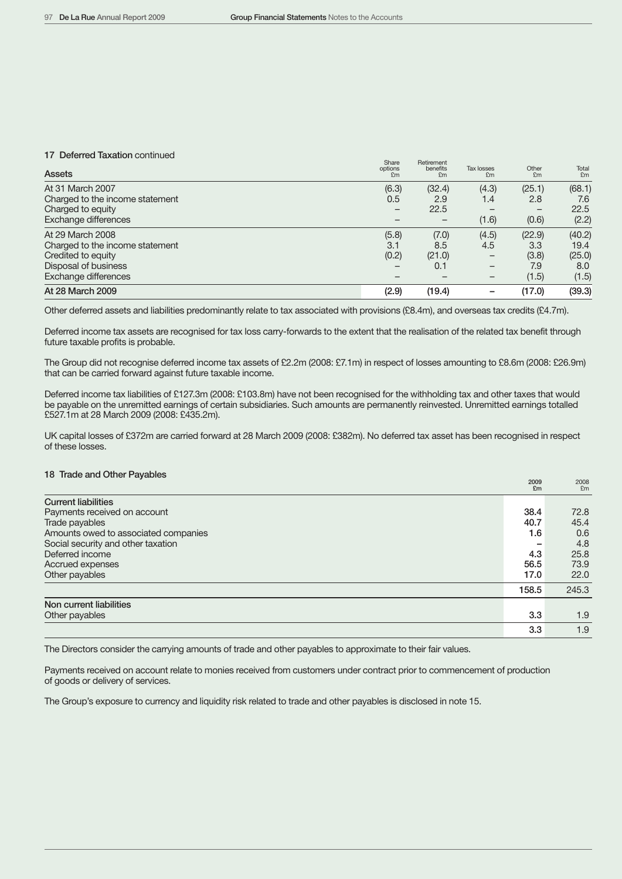### 17 Deferred Taxation continued

| Assets | Share options £m | Retirement benefits £m | Tax losses £m | Other £m | Total £m |
|---|---|---|---|---|---|
| At 31 March 2007 | (6.3) | (32.4) | (4.3) | (25.1) | (68.1) |
| Charged to the income statement | 0.5 | 2.9 | 1.4 | 2.8 | 7.6 |
| Charged to equity | – | 22.5 | – | – | 22.5 |
| Exchange differences | – | – | (1.6) | (0.6) | (2.2) |
| At 29 March 2008 | (5.8) | (7.0) | (4.5) | (22.9) | (40.2) |
| Charged to the income statement | 3.1 | 8.5 | 4.5 | 3.3 | 19.4 |
| Credited to equity | (0.2) | (21.0) | – | (3.8) | (25.0) |
| Disposal of business | – | 0.1 | – | 7.9 | 8.0 |
| Exchange differences | – | – | – | (1.5) | (1.5) |
| **At 28 March 2009** | **(2.9)** | **(19.4)** | **–** | **(17.0)** | **(39.3)** |

Other deferred assets and liabilities predominantly relate to tax associated with provisions (£8.4m), and overseas tax credits (£4.7m).

Deferred income tax assets are recognised for tax loss carry-forwards to the extent that the realisation of the related tax benefit through future taxable profits is probable.

The Group did not recognise deferred income tax assets of £2.2m (2008: £7.1m) in respect of losses amounting to £8.6m (2008: £26.9m) that can be carried forward against future taxable income.

Deferred income tax liabilities of £127.3m (2008: £103.8m) have not been recognised for the withholding tax and other taxes that would be payable on the unremitted earnings of certain subsidiaries. Such amounts are permanently reinvested. Unremitted earnings totalled £527.1m at 28 March 2009 (2008: £435.2m).

UK capital losses of £372m are carried forward at 28 March 2009 (2008: £382m). No deferred tax asset has been recognised in respect of these losses.

### 18 Trade and Other Payables

| | 2009 £m | 2008 £m |
|---|---|---|
| **Current liabilities** | | |
| Payments received on account | 38.4 | 72.8 |
| Trade payables | 40.7 | 45.4 |
| Amounts owed to associated companies | 1.6 | 0.6 |
| Social security and other taxation | – | 4.8 |
| Deferred income | 4.3 | 25.8 |
| Accrued expenses | 56.5 | 73.9 |
| Other payables | 17.0 | 22.0 |
| | 158.5 | 245.3 |
| **Non current liabilities** | | |
| Other payables | 3.3 | 1.9 |
| | 3.3 | 1.9 |

The Directors consider the carrying amounts of trade and other payables to approximate to their fair values.

Payments received on account relate to monies received from customers under contract prior to commencement of production of goods or delivery of services.

The Group's exposure to currency and liquidity risk related to trade and other payables is disclosed in note 15.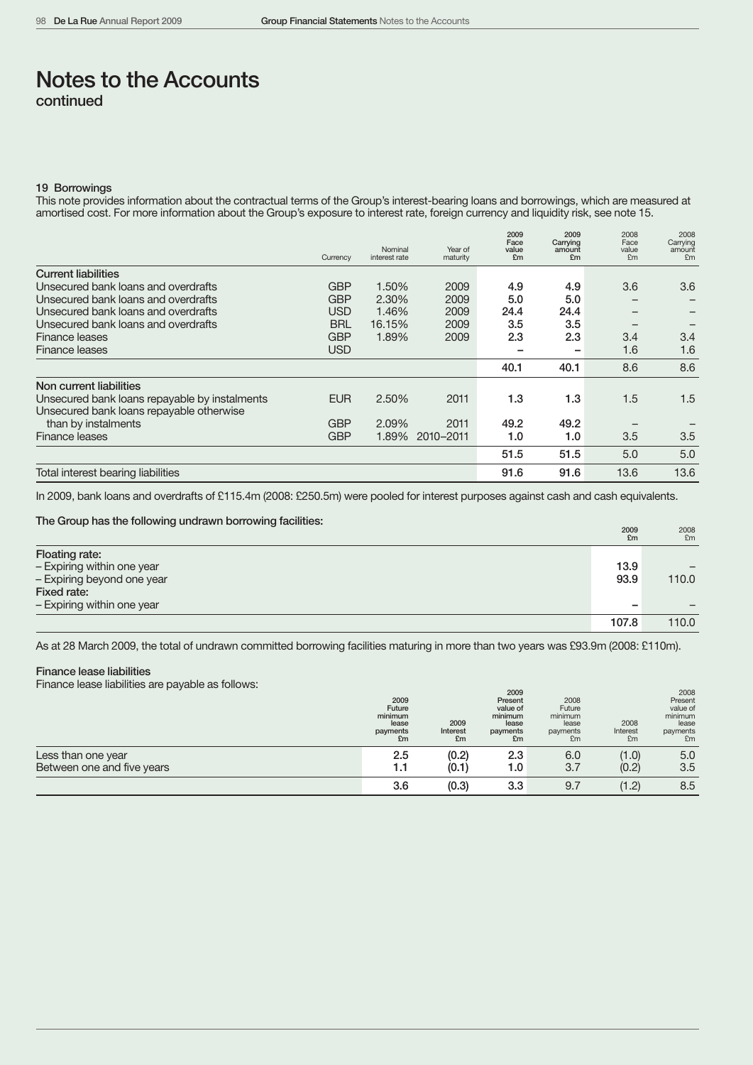# Notes to the Accounts
continued

## 19 Borrowings

This note provides information about the contractual terms of the Group's interest-bearing loans and borrowings, which are measured at amortised cost. For more information about the Group's exposure to interest rate, foreign currency and liquidity risk, see note 15.

| | Currency | Nominal interest rate | Year of maturity | 2009 Face value £m | 2009 Carrying amount £m | 2008 Face value £m | 2008 Carrying amount £m |
|---|---|---|---|---|---|---|---|
| **Current liabilities** | | | | | | | |
| Unsecured bank loans and overdrafts | GBP | 1.50% | 2009 | 4.9 | 4.9 | 3.6 | 3.6 |
| Unsecured bank loans and overdrafts | GBP | 2.30% | 2009 | 5.0 | 5.0 | – | – |
| Unsecured bank loans and overdrafts | USD | 1.46% | 2009 | 24.4 | 24.4 | – | – |
| Unsecured bank loans and overdrafts | BRL | 16.15% | 2009 | 3.5 | 3.5 | – | – |
| Finance leases | GBP | 1.89% | 2009 | 2.3 | 2.3 | 3.4 | 3.4 |
| Finance leases | USD | | | – | – | 1.6 | 1.6 |
| | | | | 40.1 | 40.1 | 8.6 | 8.6 |
| **Non current liabilities** | | | | | | | |
| Unsecured bank loans repayable by instalments | EUR | 2.50% | 2011 | 1.3 | 1.3 | 1.5 | 1.5 |
| Unsecured bank loans repayable otherwise than by instalments | GBP | 2.09% | 2011 | 49.2 | 49.2 | – | – |
| Finance leases | GBP | 1.89% | 2010–2011 | 1.0 | 1.0 | 3.5 | 3.5 |
| | | | | 51.5 | 51.5 | 5.0 | 5.0 |
| Total interest bearing liabilities | | | | 91.6 | 91.6 | 13.6 | 13.6 |

In 2009, bank loans and overdrafts of £115.4m (2008: £250.5m) were pooled for interest purposes against cash and cash equivalents.

### The Group has the following undrawn borrowing facilities:

| | 2009 £m | 2008 £m |
|---|---|---|
| **Floating rate:** | | |
| – Expiring within one year | 13.9 | – |
| – Expiring beyond one year | 93.9 | 110.0 |
| **Fixed rate:** | | |
| – Expiring within one year | – | – |
| | 107.8 | 110.0 |

As at 28 March 2009, the total of undrawn committed borrowing facilities maturing in more than two years was £93.9m (2008: £110m).

### Finance lease liabilities

Finance lease liabilities are payable as follows:

| | 2009 Future minimum lease payments £m | 2009 Interest £m | 2009 Present value of minimum lease payments £m | 2008 Future minimum lease payments £m | 2008 Interest £m | 2008 Present value of minimum lease payments £m |
|---|---|---|---|---|---|---|
| Less than one year | 2.5 | (0.2) | 2.3 | 6.0 | (1.0) | 5.0 |
| Between one and five years | 1.1 | (0.1) | 1.0 | 3.7 | (0.2) | 3.5 |
| | 3.6 | (0.3) | 3.3 | 9.7 | (1.2) | 8.5 |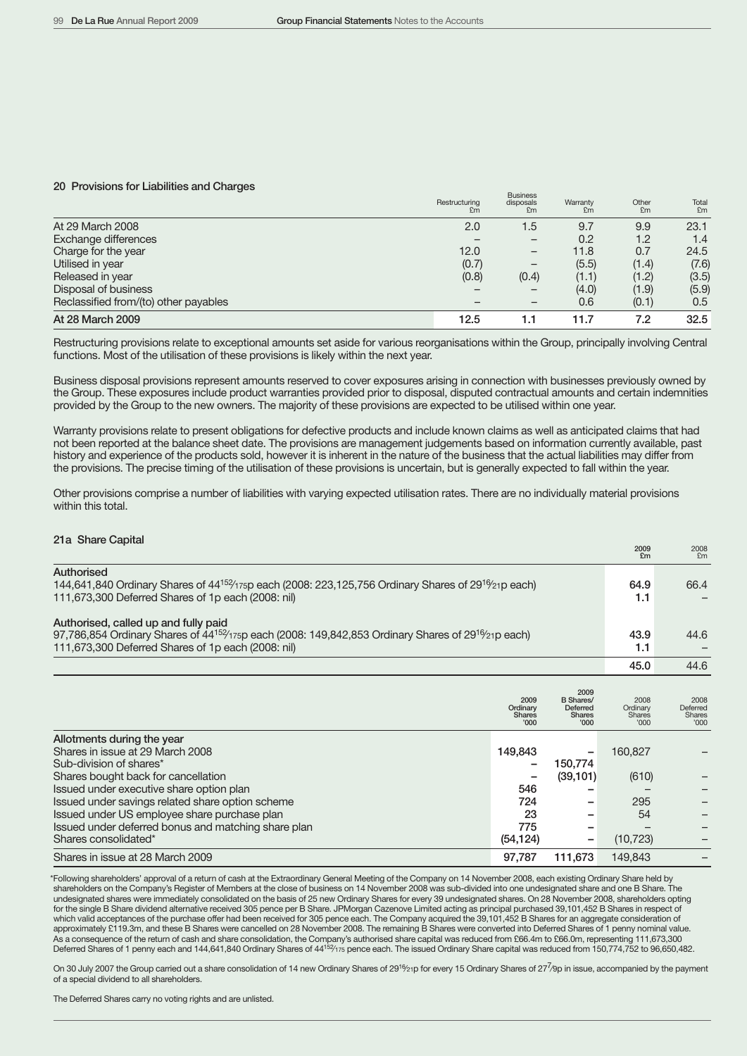## 20 Provisions for Liabilities and Charges

| | Restructuring £m | Business disposals £m | Warranty £m | Other £m | Total £m |
|---|---|---|---|---|---|
| At 29 March 2008 | 2.0 | 1.5 | 9.7 | 9.9 | 23.1 |
| Exchange differences | – | – | 0.2 | 1.2 | 1.4 |
| Charge for the year | 12.0 | – | 11.8 | 0.7 | 24.5 |
| Utilised in year | (0.7) | – | (5.5) | (1.4) | (7.6) |
| Released in year | (0.8) | (0.4) | (1.1) | (1.2) | (3.5) |
| Disposal of business | – | – | (4.0) | (1.9) | (5.9) |
| Reclassified from/(to) other payables | – | – | 0.6 | (0.1) | 0.5 |
| **At 28 March 2009** | **12.5** | **1.1** | **11.7** | **7.2** | **32.5** |

Restructuring provisions relate to exceptional amounts set aside for various reorganisations within the Group, principally involving Central functions. Most of the utilisation of these provisions is likely within the next year.

Business disposal provisions represent amounts reserved to cover exposures arising in connection with businesses previously owned by the Group. These exposures include product warranties provided prior to disposal, disputed contractual amounts and certain indemnities provided by the Group to the new owners. The majority of these provisions are expected to be utilised within one year.

Warranty provisions relate to present obligations for defective products and include known claims as well as anticipated claims that had not been reported at the balance sheet date. The provisions are management judgements based on information currently available, past history and experience of the products sold, however it is inherent in the nature of the business that the actual liabilities may differ from the provisions. The precise timing of the utilisation of these provisions is uncertain, but is generally expected to fall within the year.

Other provisions comprise a number of liabilities with varying expected utilisation rates. There are no individually material provisions within this total.

## 21a Share Capital

| | 2009 £m | 2008 £m |
|---|---|---|
| **Authorised** | | |
| 144,641,840 Ordinary Shares of 44 152/175p each (2008: 223,125,756 Ordinary Shares of 29 16/21p each) | 64.9 | 66.4 |
| 111,673,300 Deferred Shares of 1p each (2008: nil) | 1.1 | – |
| **Authorised, called up and fully paid** | | |
| 97,786,854 Ordinary Shares of 44 152/175p each (2008: 149,842,853 Ordinary Shares of 29 16/21p each) | 43.9 | 44.6 |
| 111,673,300 Deferred Shares of 1p each (2008: nil) | 1.1 | – |
| | 45.0 | 44.6 |

| | 2009 Ordinary Shares '000 | 2009 B Shares/ Deferred Shares '000 | 2008 Ordinary Shares '000 | 2008 Deferred Shares '000 |
|---|---|---|---|---|
| **Allotments during the year** | | | | |
| Shares in issue at 29 March 2008 | 149,843 | – | 160,827 | – |
| Sub-division of shares* | – | 150,774 | | |
| Shares bought back for cancellation | – | (39,101) | (610) | – |
| Issued under executive share option plan | 546 | – | – | – |
| Issued under savings related share option scheme | 724 | – | 295 | – |
| Issued under US employee share purchase plan | 23 | – | 54 | – |
| Issued under deferred bonus and matching share plan | 775 | – | – | – |
| Shares consolidated* | (54,124) | – | (10,723) | – |
| Shares in issue at 28 March 2009 | 97,787 | 111,673 | 149,843 | – |

*Following shareholders' approval of a return of cash at the Extraordinary General Meeting of the Company on 14 November 2008, each existing Ordinary Share held by shareholders on the Company's Register of Members at the close of business on 14 November 2008 was sub-divided into one undesignated share and one B Share. The undesignated shares were immediately consolidated on the basis of 25 new Ordinary Shares for every 39 undesignated shares. On 28 November 2008, shareholders opting for the single B Share dividend alternative received 305 pence per B Share. JPMorgan Cazenove Limited acting as principal purchased 39,101,452 B Shares in respect of which valid acceptances of the purchase offer had been received for 305 pence each. The Company acquired the 39,101,452 B Shares for an aggregate consideration of approximately £119.3m, and these B Shares were cancelled on 28 November 2008. The remaining B Shares were converted into Deferred Shares of 1 penny nominal value. As a consequence of the return of cash and share consolidation, the Company's authorised share capital was reduced from £66.4m to £66.0m, representing 111,673,300 Deferred Shares of 1 penny each and 144,641,840 Ordinary Shares of 44 152/175 pence each. The issued Ordinary Share capital was reduced from 150,774,752 to 96,650,482.

On 30 July 2007 the Group carried out a share consolidation of 14 new Ordinary Shares of 29 16/21p for every 15 Ordinary Shares of 27 7/9p in issue, accompanied by the payment of a special dividend to all shareholders.

The Deferred Shares carry no voting rights and are unlisted.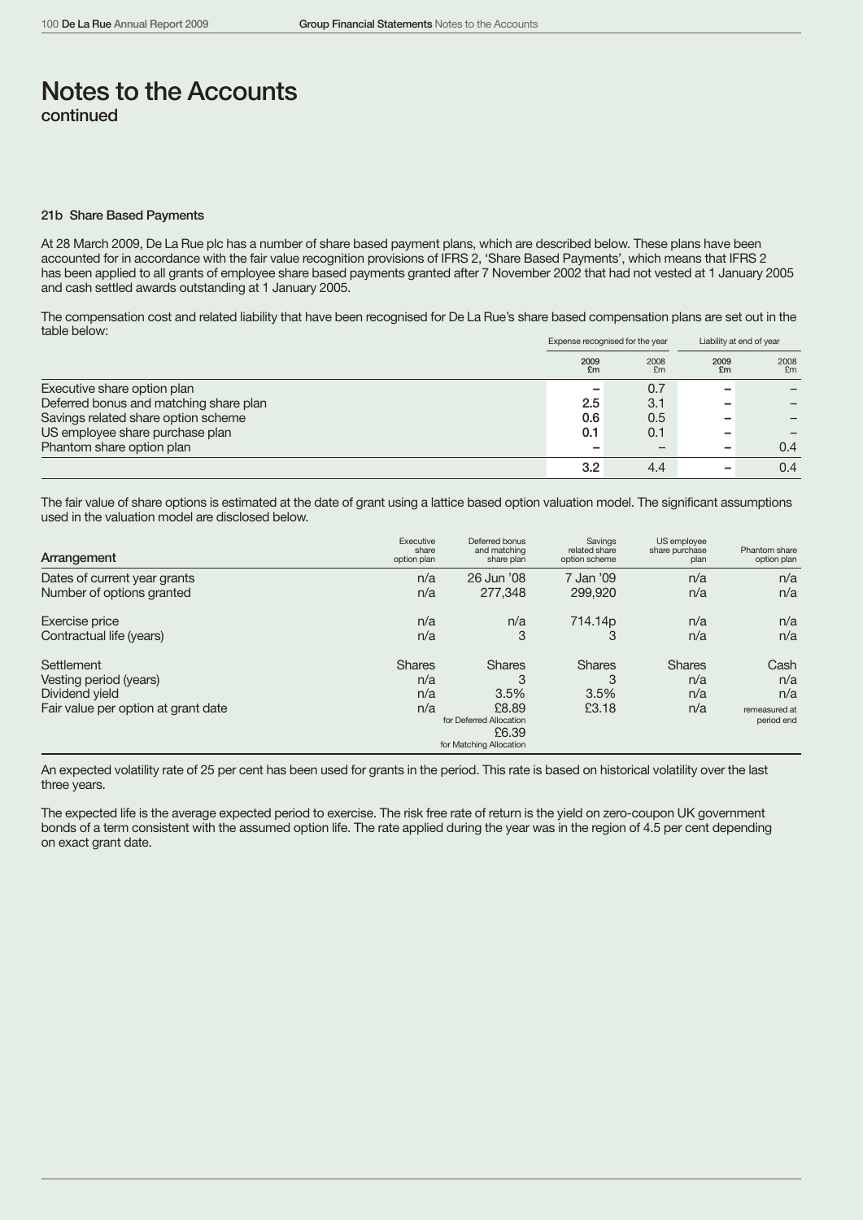# Notes to the Accounts
continued

### 21b Share Based Payments

At 28 March 2009, De La Rue plc has a number of share based payment plans, which are described below. These plans have been accounted for in accordance with the fair value recognition provisions of IFRS 2, 'Share Based Payments', which means that IFRS 2 has been applied to all grants of employee share based payments granted after 7 November 2002 that had not vested at 1 January 2005 and cash settled awards outstanding at 1 January 2005.

The compensation cost and related liability that have been recognised for De La Rue's share based compensation plans are set out in the table below:

| | Expense recognised for the year | | Liability at end of year | |
|---|---|---|---|---|
| | 2009 £m | 2008 £m | 2009 £m | 2008 £m |
| Executive share option plan | – | 0.7 | – | – |
| Deferred bonus and matching share plan | 2.5 | 3.1 | – | – |
| Savings related share option scheme | 0.6 | 0.5 | – | – |
| US employee share purchase plan | 0.1 | 0.1 | – | – |
| Phantom share option plan | – | – | – | 0.4 |
| | 3.2 | 4.4 | – | 0.4 |

The fair value of share options is estimated at the date of grant using a lattice based option valuation model. The significant assumptions used in the valuation model are disclosed below.

| Arrangement | Executive share option plan | Deferred bonus and matching share plan | Savings related share option scheme | US employee share purchase plan | Phantom share option plan |
|---|---|---|---|---|---|
| Dates of current year grants | n/a | 26 Jun '08 | 7 Jan '09 | n/a | n/a |
| Number of options granted | n/a | 277,348 | 299,920 | n/a | n/a |
| Exercise price | n/a | n/a | 714.14p | n/a | n/a |
| Contractual life (years) | n/a | 3 | 3 | n/a | n/a |
| Settlement | Shares | Shares | Shares | Shares | Cash |
| Vesting period (years) | n/a | 3 | 3 | n/a | n/a |
| Dividend yield | n/a | 3.5% | 3.5% | n/a | n/a |
| Fair value per option at grant date | n/a | £8.89 for Deferred Allocation £6.39 for Matching Allocation | £3.18 | n/a | remeasured at period end |

An expected volatility rate of 25 per cent has been used for grants in the period. This rate is based on historical volatility over the last three years.

The expected life is the average expected period to exercise. The risk free rate of return is the yield on zero-coupon UK government bonds of a term consistent with the assumed option life. The rate applied during the year was in the region of 4.5 per cent depending on exact grant date.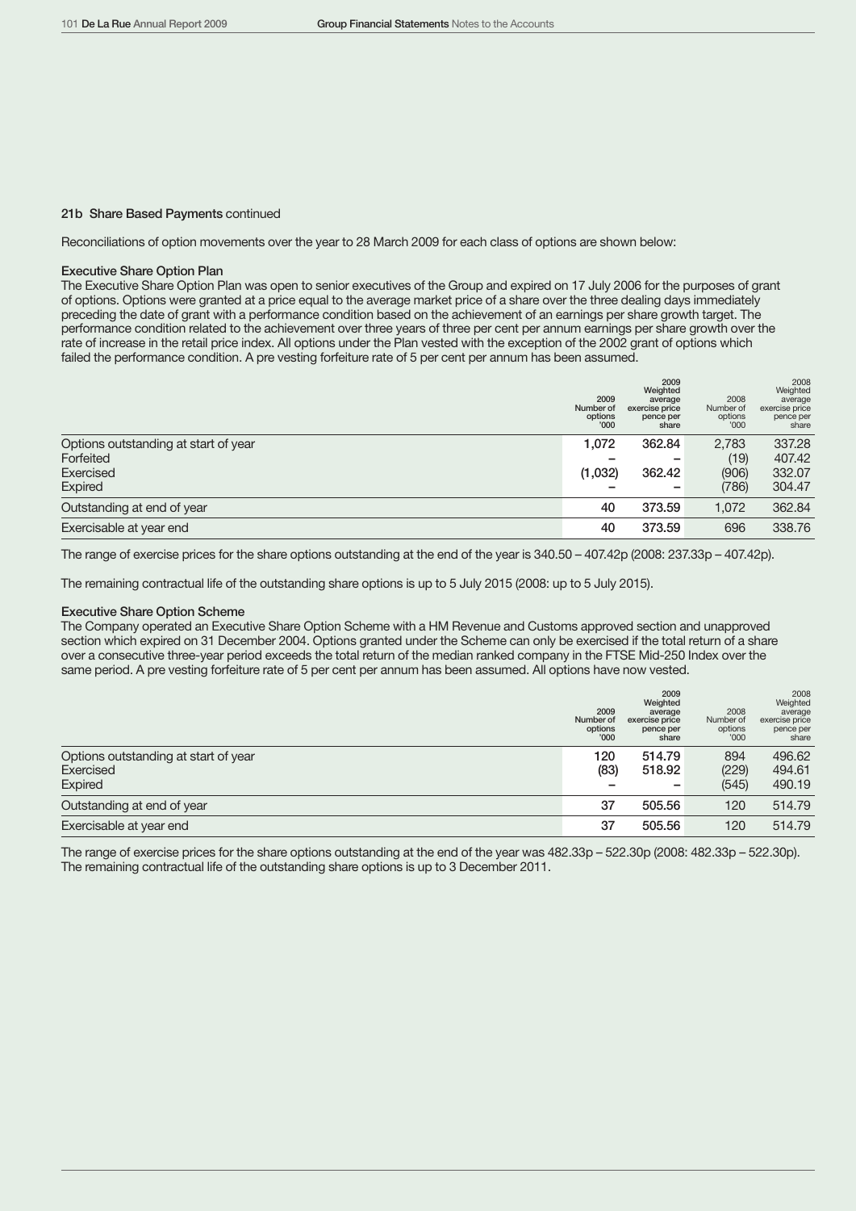### 21b Share Based Payments continued

Reconciliations of option movements over the year to 28 March 2009 for each class of options are shown below:

#### Executive Share Option Plan

The Executive Share Option Plan was open to senior executives of the Group and expired on 17 July 2006 for the purposes of grant of options. Options were granted at a price equal to the average market price of a share over the three dealing days immediately preceding the date of grant with a performance condition based on the achievement of an earnings per share growth target. The performance condition related to the achievement over three years of three per cent per annum earnings per share growth over the rate of increase in the retail price index. All options under the Plan vested with the exception of the 2002 grant of options which failed the performance condition. A pre vesting forfeiture rate of 5 per cent per annum has been assumed.

| | 2009 Number of options '000 | 2009 Weighted average exercise price pence per share | 2008 Number of options '000 | 2008 Weighted average exercise price pence per share |
|---|---|---|---|---|
| Options outstanding at start of year | 1,072 | 362.84 | 2,783 | 337.28 |
| Forfeited | – | – | (19) | 407.42 |
| Exercised | (1,032) | 362.42 | (906) | 332.07 |
| Expired | – | – | (786) | 304.47 |
| Outstanding at end of year | 40 | 373.59 | 1,072 | 362.84 |
| Exercisable at year end | 40 | 373.59 | 696 | 338.76 |

The range of exercise prices for the share options outstanding at the end of the year is 340.50 – 407.42p (2008: 237.33p – 407.42p).

The remaining contractual life of the outstanding share options is up to 5 July 2015 (2008: up to 5 July 2015).

#### Executive Share Option Scheme

The Company operated an Executive Share Option Scheme with a HM Revenue and Customs approved section and unapproved section which expired on 31 December 2004. Options granted under the Scheme can only be exercised if the total return of a share over a consecutive three-year period exceeds the total return of the median ranked company in the FTSE Mid-250 Index over the same period. A pre vesting forfeiture rate of 5 per cent per annum has been assumed. All options have now vested.

| | 2009 Number of options '000 | 2009 Weighted average exercise price pence per share | 2008 Number of options '000 | 2008 Weighted average exercise price pence per share |
|---|---|---|---|---|
| Options outstanding at start of year | 120 | 514.79 | 894 | 496.62 |
| Exercised | (83) | 518.92 | (229) | 494.61 |
| Expired | – | – | (545) | 490.19 |
| Outstanding at end of year | 37 | 505.56 | 120 | 514.79 |
| Exercisable at year end | 37 | 505.56 | 120 | 514.79 |

The range of exercise prices for the share options outstanding at the end of the year was 482.33p – 522.30p (2008: 482.33p – 522.30p). The remaining contractual life of the outstanding share options is up to 3 December 2011.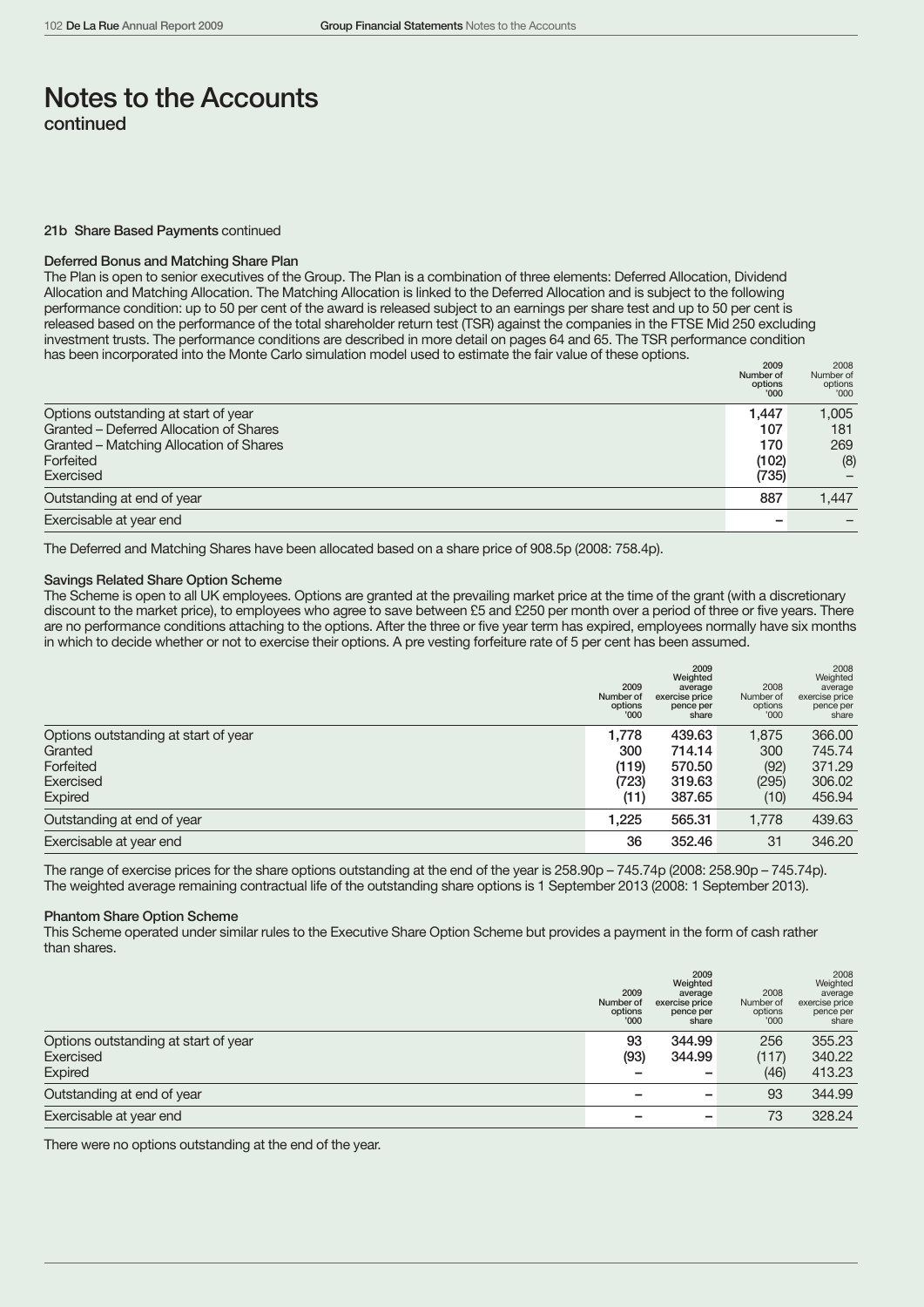# Notes to the Accounts

continued

## 21b Share Based Payments continued

### Deferred Bonus and Matching Share Plan

The Plan is open to senior executives of the Group. The Plan is a combination of three elements: Deferred Allocation, Dividend Allocation and Matching Allocation. The Matching Allocation is linked to the Deferred Allocation and is subject to the following performance condition: up to 50 per cent of the award is released subject to an earnings per share test and up to 50 per cent is released based on the performance of the total shareholder return test (TSR) against the companies in the FTSE Mid 250 excluding investment trusts. The performance conditions are described in more detail on pages 64 and 65. The TSR performance condition has been incorporated into the Monte Carlo simulation model used to estimate the fair value of these options.

| | 2009 Number of options '000 | 2008 Number of options '000 |
|---|---|---|
| Options outstanding at start of year | 1,447 | 1,005 |
| Granted – Deferred Allocation of Shares | 107 | 181 |
| Granted – Matching Allocation of Shares | 170 | 269 |
| Forfeited | (102) | (8) |
| Exercised | (735) | – |
| Outstanding at end of year | 887 | 1,447 |
| Exercisable at year end | – | – |

The Deferred and Matching Shares have been allocated based on a share price of 908.5p (2008: 758.4p).

### Savings Related Share Option Scheme

The Scheme is open to all UK employees. Options are granted at the prevailing market price at the time of the grant (with a discretionary discount to the market price), to employees who agree to save between £5 and £250 per month over a period of three or five years. There are no performance conditions attaching to the options. After the three or five year term has expired, employees normally have six months in which to decide whether or not to exercise their options. A pre vesting forfeiture rate of 5 per cent has been assumed.

| | 2009 Number of options '000 | 2009 Weighted average exercise price pence per share | 2008 Number of options '000 | 2008 Weighted average exercise price pence per share |
|---|---|---|---|---|
| Options outstanding at start of year | 1,778 | 439.63 | 1,875 | 366.00 |
| Granted | 300 | 714.14 | 300 | 745.74 |
| Forfeited | (119) | 570.50 | (92) | 371.29 |
| Exercised | (723) | 319.63 | (295) | 306.02 |
| Expired | (11) | 387.65 | (10) | 456.94 |
| Outstanding at end of year | 1,225 | 565.31 | 1,778 | 439.63 |
| Exercisable at year end | 36 | 352.46 | 31 | 346.20 |

The range of exercise prices for the share options outstanding at the end of the year is 258.90p – 745.74p (2008: 258.90p – 745.74p). The weighted average remaining contractual life of the outstanding share options is 1 September 2013 (2008: 1 September 2013).

### Phantom Share Option Scheme

This Scheme operated under similar rules to the Executive Share Option Scheme but provides a payment in the form of cash rather than shares.

| | 2009 Number of options '000 | 2009 Weighted average exercise price pence per share | 2008 Number of options '000 | 2008 Weighted average exercise price pence per share |
|---|---|---|---|---|
| Options outstanding at start of year | 93 | 344.99 | 256 | 355.23 |
| Exercised | (93) | 344.99 | (117) | 340.22 |
| Expired | – | – | (46) | 413.23 |
| Outstanding at end of year | – | – | 93 | 344.99 |
| Exercisable at year end | – | – | 73 | 328.24 |

There were no options outstanding at the end of the year.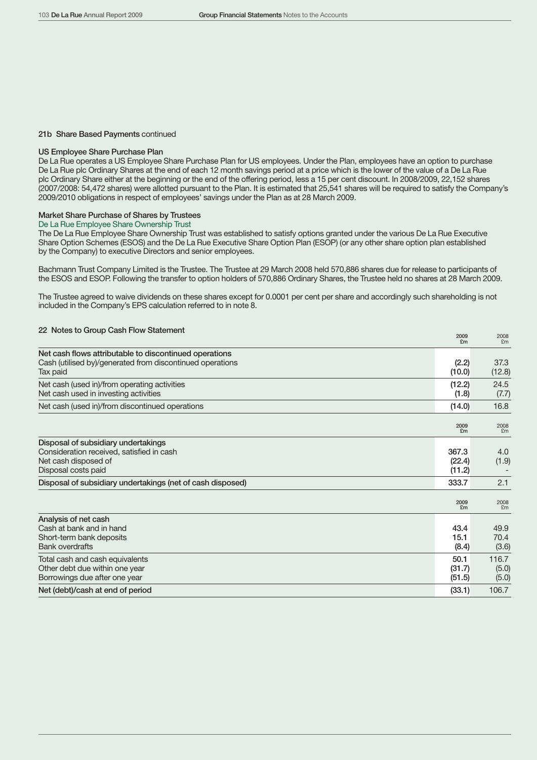### 21b Share Based Payments continued

**US Employee Share Purchase Plan**

De La Rue operates a US Employee Share Purchase Plan for US employees. Under the Plan, employees have an option to purchase De La Rue plc Ordinary Shares at the end of each 12 month savings period at a price which is the lower of the value of a De La Rue plc Ordinary Share either at the beginning or the end of the offering period, less a 15 per cent discount. In 2008/2009, 22,152 shares (2007/2008: 54,472 shares) were allotted pursuant to the Plan. It is estimated that 25,541 shares will be required to satisfy the Company's 2009/2010 obligations in respect of employees' savings under the Plan as at 28 March 2009.

**Market Share Purchase of Shares by Trustees**

De La Rue Employee Share Ownership Trust

The De La Rue Employee Share Ownership Trust was established to satisfy options granted under the various De La Rue Executive Share Option Schemes (ESOS) and the De La Rue Executive Share Option Plan (ESOP) (or any other share option plan established by the Company) to executive Directors and senior employees.

Bachmann Trust Company Limited is the Trustee. The Trustee at 29 March 2008 held 570,886 shares due for release to participants of the ESOS and ESOP. Following the transfer to option holders of 570,886 Ordinary Shares, the Trustee held no shares at 28 March 2009.

The Trustee agreed to waive dividends on these shares except for 0.0001 per cent per share and accordingly such shareholding is not included in the Company's EPS calculation referred to in note 8.

### 22 Notes to Group Cash Flow Statement

| | 2009 £m | 2008 £m |
|---|---|---|
| **Net cash flows attributable to discontinued operations** | | |
| Cash (utilised by)/generated from discontinued operations | (2.2) | 37.3 |
| Tax paid | (10.0) | (12.8) |
| Net cash (used in)/from operating activities | (12.2) | 24.5 |
| Net cash used in investing activities | (1.8) | (7.7) |
| Net cash (used in)/from discontinued operations | (14.0) | 16.8 |

| | 2009 £m | 2008 £m |
|---|---|---|
| **Disposal of subsidiary undertakings** | | |
| Consideration received, satisfied in cash | 367.3 | 4.0 |
| Net cash disposed of | (22.4) | (1.9) |
| Disposal costs paid | (11.2) | - |
| **Disposal of subsidiary undertakings (net of cash disposed)** | **333.7** | **2.1** |

| | 2009 £m | 2008 £m |
|---|---|---|
| **Analysis of net cash** | | |
| Cash at bank and in hand | 43.4 | 49.9 |
| Short-term bank deposits | 15.1 | 70.4 |
| Bank overdrafts | (8.4) | (3.6) |
| Total cash and cash equivalents | 50.1 | 116.7 |
| Other debt due within one year | (31.7) | (5.0) |
| Borrowings due after one year | (51.5) | (5.0) |
| **Net (debt)/cash at end of period** | **(33.1)** | **106.7** |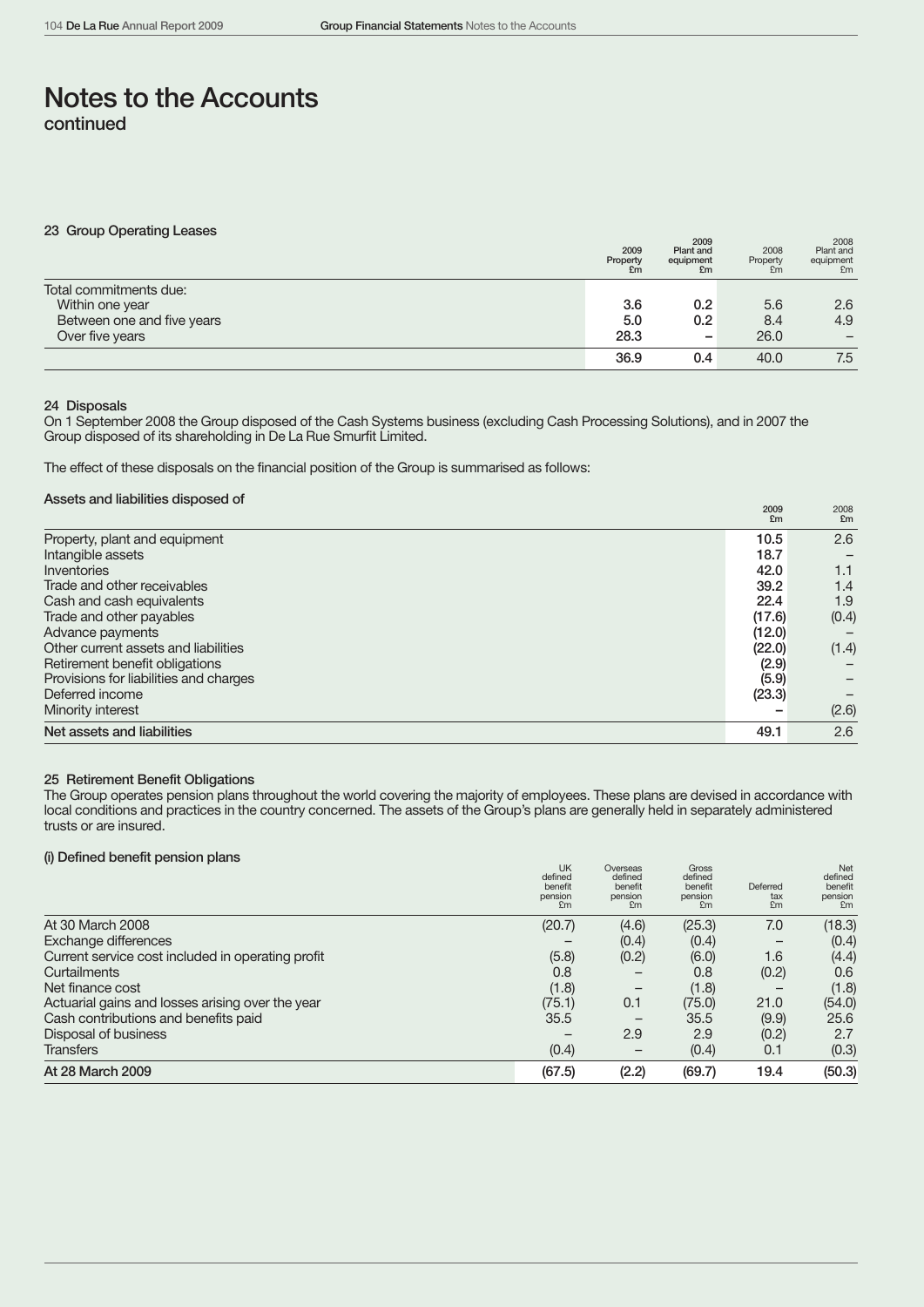# Notes to the Accounts
continued

## 23 Group Operating Leases

| | 2009 Property £m | 2009 Plant and equipment £m | 2008 Property £m | 2008 Plant and equipment £m |
|---|---|---|---|---|
| Total commitments due: | | | | |
| Within one year | **3.6** | **0.2** | 5.6 | 2.6 |
| Between one and five years | **5.0** | **0.2** | 8.4 | 4.9 |
| Over five years | **28.3** | **–** | 26.0 | – |
| | **36.9** | **0.4** | 40.0 | 7.5 |

## 24 Disposals

On 1 September 2008 the Group disposed of the Cash Systems business (excluding Cash Processing Solutions), and in 2007 the Group disposed of its shareholding in De La Rue Smurfit Limited.

The effect of these disposals on the financial position of the Group is summarised as follows:

### Assets and liabilities disposed of

| | 2009 £m | 2008 £m |
|---|---|---|
| Property, plant and equipment | **10.5** | 2.6 |
| Intangible assets | **18.7** | – |
| Inventories | **42.0** | 1.1 |
| Trade and other receivables | **39.2** | 1.4 |
| Cash and cash equivalents | **22.4** | 1.9 |
| Trade and other payables | **(17.6)** | (0.4) |
| Advance payments | **(12.0)** | – |
| Other current assets and liabilities | **(22.0)** | (1.4) |
| Retirement benefit obligations | **(2.9)** | – |
| Provisions for liabilities and charges | **(5.9)** | – |
| Deferred income | **(23.3)** | – |
| Minority interest | **–** | (2.6) |
| **Net assets and liabilities** | **49.1** | 2.6 |

## 25 Retirement Benefit Obligations

The Group operates pension plans throughout the world covering the majority of employees. These plans are devised in accordance with local conditions and practices in the country concerned. The assets of the Group's plans are generally held in separately administered trusts or are insured.

### (i) Defined benefit pension plans

| | UK defined benefit pension £m | Overseas defined benefit pension £m | Gross defined benefit pension £m | Deferred tax £m | Net defined benefit pension £m |
|---|---|---|---|---|---|
| At 30 March 2008 | (20.7) | (4.6) | (25.3) | 7.0 | (18.3) |
| Exchange differences | – | (0.4) | (0.4) | – | (0.4) |
| Current service cost included in operating profit | (5.8) | (0.2) | (6.0) | 1.6 | (4.4) |
| Curtailments | 0.8 | – | 0.8 | (0.2) | 0.6 |
| Net finance cost | (1.8) | – | (1.8) | – | (1.8) |
| Actuarial gains and losses arising over the year | (75.1) | 0.1 | (75.0) | 21.0 | (54.0) |
| Cash contributions and benefits paid | 35.5 | – | 35.5 | (9.9) | 25.6 |
| Disposal of business | – | 2.9 | 2.9 | (0.2) | 2.7 |
| Transfers | (0.4) | – | (0.4) | 0.1 | (0.3) |
| **At 28 March 2009** | **(67.5)** | **(2.2)** | **(69.7)** | **19.4** | **(50.3)** |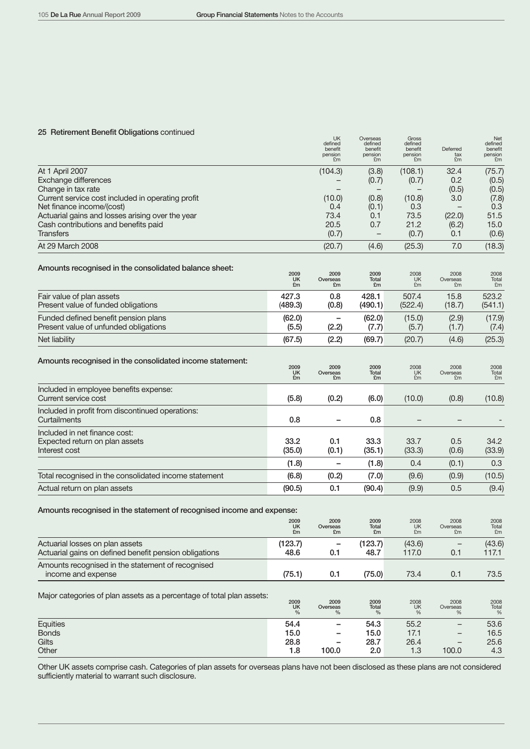## 25 Retirement Benefit Obligations continued

| | UK defined benefit pension £m | Overseas defined benefit pension £m | Gross defined benefit pension £m | Deferred tax £m | Net defined benefit pension £m |
|---|---|---|---|---|---|
| At 1 April 2007 | (104.3) | (3.8) | (108.1) | 32.4 | (75.7) |
| Exchange differences | – | (0.7) | (0.7) | 0.2 | (0.5) |
| Change in tax rate | – | – | – | (0.5) | (0.5) |
| Current service cost included in operating profit | (10.0) | (0.8) | (10.8) | 3.0 | (7.8) |
| Net finance income/(cost) | 0.4 | (0.1) | 0.3 | – | 0.3 |
| Actuarial gains and losses arising over the year | 73.4 | 0.1 | 73.5 | (22.0) | 51.5 |
| Cash contributions and benefits paid | 20.5 | 0.7 | 21.2 | (6.2) | 15.0 |
| Transfers | (0.7) | – | (0.7) | 0.1 | (0.6) |
| At 29 March 2008 | (20.7) | (4.6) | (25.3) | 7.0 | (18.3) |

### Amounts recognised in the consolidated balance sheet:

| | 2009 UK £m | 2009 Overseas £m | 2009 Total £m | 2008 UK £m | 2008 Overseas £m | 2008 Total £m |
|---|---|---|---|---|---|---|
| Fair value of plan assets | **427.3** | **0.8** | **428.1** | 507.4 | 15.8 | 523.2 |
| Present value of funded obligations | **(489.3)** | **(0.8)** | **(490.1)** | (522.4) | (18.7) | (541.1) |
| Funded defined benefit pension plans | **(62.0)** | **–** | **(62.0)** | (15.0) | (2.9) | (17.9) |
| Present value of unfunded obligations | **(5.5)** | **(2.2)** | **(7.7)** | (5.7) | (1.7) | (7.4) |
| Net liability | **(67.5)** | **(2.2)** | **(69.7)** | (20.7) | (4.6) | (25.3) |

### Amounts recognised in the consolidated income statement:

| | 2009 UK £m | 2009 Overseas £m | 2009 Total £m | 2008 UK £m | 2008 Overseas £m | 2008 Total £m |
|---|---|---|---|---|---|---|
| Included in employee benefits expense: | | | | | | |
| Current service cost | **(5.8)** | **(0.2)** | **(6.0)** | (10.0) | (0.8) | (10.8) |
| Included in profit from discontinued operations: | | | | | | |
| Curtailments | **0.8** | **–** | **0.8** | – | – | - |
| Included in net finance cost: | | | | | | |
| Expected return on plan assets | **33.2** | **0.1** | **33.3** | 33.7 | 0.5 | 34.2 |
| Interest cost | **(35.0)** | **(0.1)** | **(35.1)** | (33.3) | (0.6) | (33.9) |
| | **(1.8)** | **–** | **(1.8)** | 0.4 | (0.1) | 0.3 |
| Total recognised in the consolidated income statement | **(6.8)** | **(0.2)** | **(7.0)** | (9.6) | (0.9) | (10.5) |
| Actual return on plan assets | **(90.5)** | **0.1** | **(90.4)** | (9.9) | 0.5 | (9.4) |

### Amounts recognised in the statement of recognised income and expense:

| | 2009 UK £m | 2009 Overseas £m | 2009 Total £m | 2008 UK £m | 2008 Overseas £m | 2008 Total £m |
|---|---|---|---|---|---|---|
| Actuarial losses on plan assets | **(123.7)** | **–** | **(123.7)** | (43.6) | – | (43.6) |
| Actuarial gains on defined benefit pension obligations | **48.6** | **0.1** | **48.7** | 117.0 | 0.1 | 117.1 |
| Amounts recognised in the statement of recognised income and expense | **(75.1)** | **0.1** | **(75.0)** | 73.4 | 0.1 | 73.5 |

Major categories of plan assets as a percentage of total plan assets:

| | 2009 UK % | 2009 Overseas % | 2009 Total % | 2008 UK % | 2008 Overseas % | 2008 Total % |
|---|---|---|---|---|---|---|
| Equities | **54.4** | **–** | **54.3** | 55.2 | – | 53.6 |
| Bonds | **15.0** | **–** | **15.0** | 17.1 | – | 16.5 |
| Gilts | **28.8** | **–** | **28.7** | 26.4 | – | 25.6 |
| Other | **1.8** | **100.0** | **2.0** | 1.3 | 100.0 | 4.3 |

Other UK assets comprise cash. Categories of plan assets for overseas plans have not been disclosed as these plans are not considered sufficiently material to warrant such disclosure.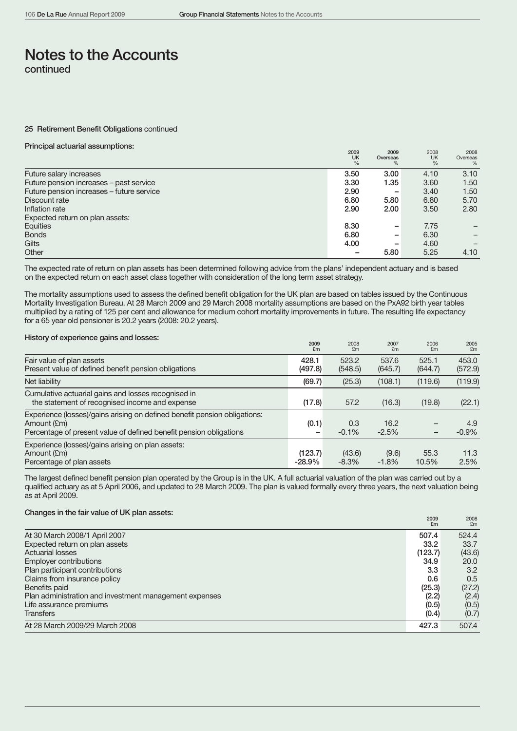# Notes to the Accounts

continued

### 25 Retirement Benefit Obligations continued

#### Principal actuarial assumptions:

| | 2009 UK % | 2009 Overseas % | 2008 UK % | 2008 Overseas % |
|---|---|---|---|---|
| Future salary increases | **3.50** | **3.00** | 4.10 | 3.10 |
| Future pension increases – past service | **3.30** | **1.35** | 3.60 | 1.50 |
| Future pension increases – future service | **2.90** | **–** | 3.40 | 1.50 |
| Discount rate | **6.80** | **5.80** | 6.80 | 5.70 |
| Inflation rate | **2.90** | **2.00** | 3.50 | 2.80 |
| Expected return on plan assets: | | | | |
| Equities | **8.30** | **–** | 7.75 | – |
| Bonds | **6.80** | **–** | 6.30 | – |
| Gilts | **4.00** | **–** | 4.60 | – |
| Other | **–** | **5.80** | 5.25 | 4.10 |

The expected rate of return on plan assets has been determined following advice from the plans' independent actuary and is based on the expected return on each asset class together with consideration of the long term asset strategy.

The mortality assumptions used to assess the defined benefit obligation for the UK plan are based on tables issued by the Continuous Mortality Investigation Bureau. At 28 March 2009 and 29 March 2008 mortality assumptions are based on the PxA92 birth year tables multiplied by a rating of 125 per cent and allowance for medium cohort mortality improvements in future. The resulting life expectancy for a 65 year old pensioner is 20.2 years (2008: 20.2 years).

#### History of experience gains and losses:

| | 2009 £m | 2008 £m | 2007 £m | 2006 £m | 2005 £m |
|---|---|---|---|---|---|
| Fair value of plan assets | **428.1** | 523.2 | 537.6 | 525.1 | 453.0 |
| Present value of defined benefit pension obligations | **(497.8)** | (548.5) | (645.7) | (644.7) | (572.9) |
| Net liability | **(69.7)** | (25.3) | (108.1) | (119.6) | (119.9) |
| Cumulative actuarial gains and losses recognised in the statement of recognised income and expense | **(17.8)** | 57.2 | (16.3) | (19.8) | (22.1) |
| Experience (losses)/gains arising on defined benefit pension obligations: | | | | | |
| Amount (£m) | **(0.1)** | 0.3 | 16.2 | – | 4.9 |
| Percentage of present value of defined benefit pension obligations | **–** | -0.1% | -2.5% | – | -0.9% |
| Experience (losses)/gains arising on plan assets: | | | | | |
| Amount (£m) | **(123.7)** | (43.6) | (9.6) | 55.3 | 11.3 |
| Percentage of plan assets | **-28.9%** | -8.3% | -1.8% | 10.5% | 2.5% |

The largest defined benefit pension plan operated by the Group is in the UK. A full actuarial valuation of the plan was carried out by a qualified actuary as at 5 April 2006, and updated to 28 March 2009. The plan is valued formally every three years, the next valuation being as at April 2009.

#### Changes in the fair value of UK plan assets:

| | 2009 £m | 2008 £m |
|---|---|---|
| At 30 March 2008/1 April 2007 | **507.4** | 524.4 |
| Expected return on plan assets | **33.2** | 33.7 |
| Actuarial losses | **(123.7)** | (43.6) |
| Employer contributions | **34.9** | 20.0 |
| Plan participant contributions | **3.3** | 3.2 |
| Claims from insurance policy | **0.6** | 0.5 |
| Benefits paid | **(25.3)** | (27.2) |
| Plan administration and investment management expenses | **(2.2)** | (2.4) |
| Life assurance premiums | **(0.5)** | (0.5) |
| Transfers | **(0.4)** | (0.7) |
| At 28 March 2009/29 March 2008 | **427.3** | 507.4 |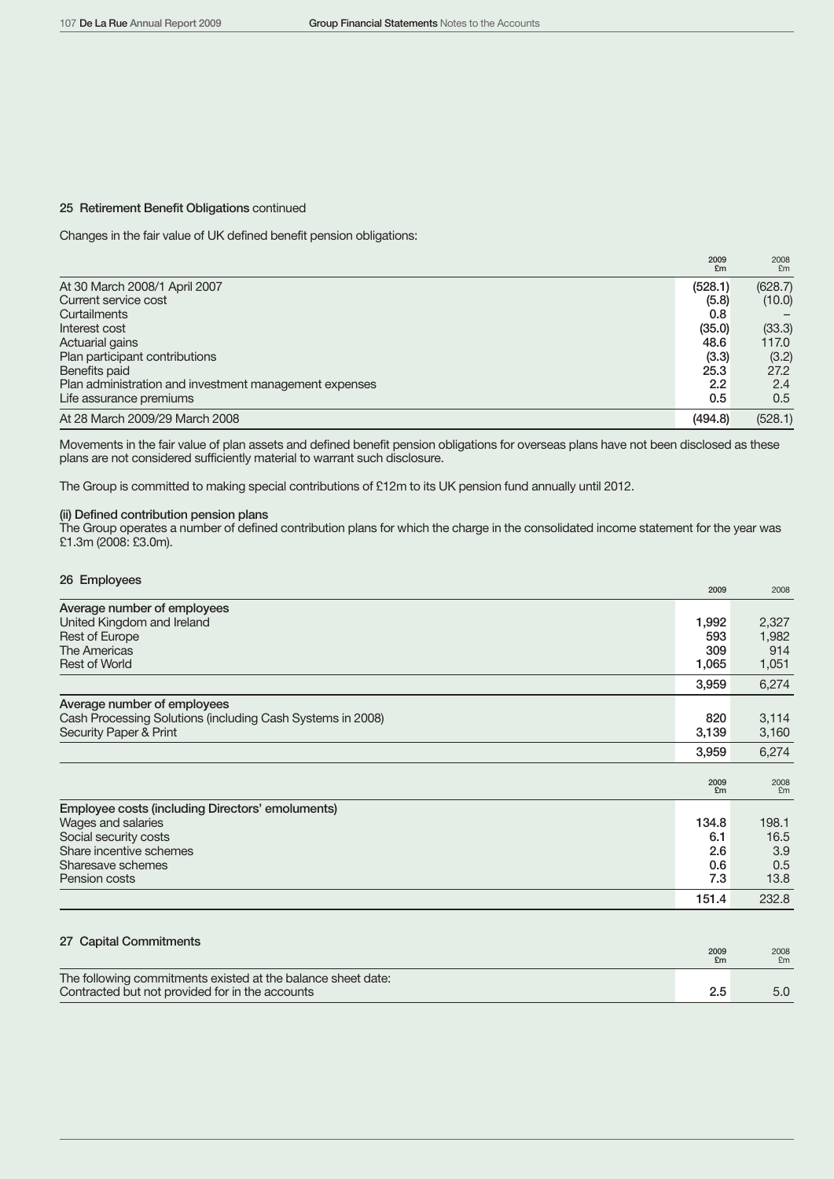## 25 Retirement Benefit Obligations continued

Changes in the fair value of UK defined benefit pension obligations:

| | 2009 £m | 2008 £m |
|---|---|---|
| At 30 March 2008/1 April 2007 | (528.1) | (628.7) |
| Current service cost | (5.8) | (10.0) |
| Curtailments | 0.8 | – |
| Interest cost | (35.0) | (33.3) |
| Actuarial gains | 48.6 | 117.0 |
| Plan participant contributions | (3.3) | (3.2) |
| Benefits paid | 25.3 | 27.2 |
| Plan administration and investment management expenses | 2.2 | 2.4 |
| Life assurance premiums | 0.5 | 0.5 |
| At 28 March 2009/29 March 2008 | (494.8) | (528.1) |

Movements in the fair value of plan assets and defined benefit pension obligations for overseas plans have not been disclosed as these plans are not considered sufficiently material to warrant such disclosure.

The Group is committed to making special contributions of £12m to its UK pension fund annually until 2012.

**(ii) Defined contribution pension plans**

The Group operates a number of defined contribution plans for which the charge in the consolidated income statement for the year was £1.3m (2008: £3.0m).

## 26 Employees

| | 2009 | 2008 |
|---|---|---|
| **Average number of employees** | | |
| United Kingdom and Ireland | 1,992 | 2,327 |
| Rest of Europe | 593 | 1,982 |
| The Americas | 309 | 914 |
| Rest of World | 1,065 | 1,051 |
| | 3,959 | 6,274 |
| **Average number of employees** | | |
| Cash Processing Solutions (including Cash Systems in 2008) | 820 | 3,114 |
| Security Paper & Print | 3,139 | 3,160 |
| | 3,959 | 6,274 |

| | 2009 £m | 2008 £m |
|---|---|---|
| **Employee costs (including Directors' emoluments)** | | |
| Wages and salaries | 134.8 | 198.1 |
| Social security costs | 6.1 | 16.5 |
| Share incentive schemes | 2.6 | 3.9 |
| Sharesave schemes | 0.6 | 0.5 |
| Pension costs | 7.3 | 13.8 |
| | 151.4 | 232.8 |

## 27 Capital Commitments

| | 2009 £m | 2008 £m |
|---|---|---|
| The following commitments existed at the balance sheet date: | | |
| Contracted but not provided for in the accounts | 2.5 | 5.0 |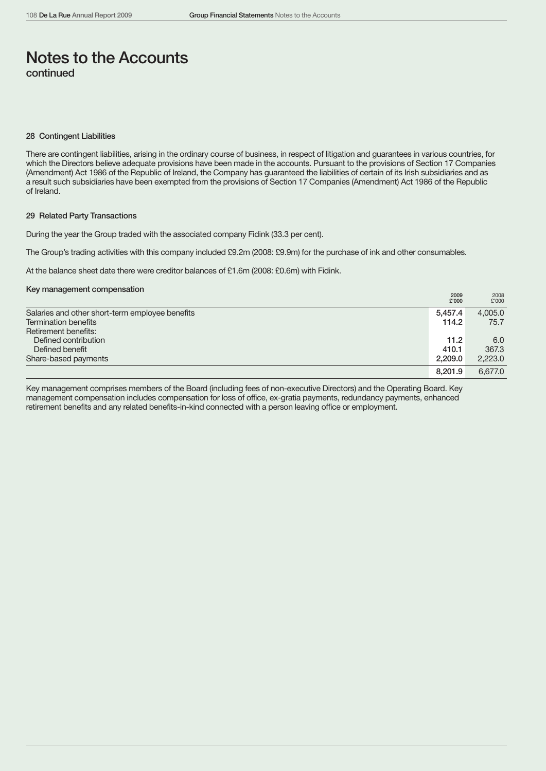# Notes to the Accounts
continued

## 28 Contingent Liabilities

There are contingent liabilities, arising in the ordinary course of business, in respect of litigation and guarantees in various countries, for which the Directors believe adequate provisions have been made in the accounts. Pursuant to the provisions of Section 17 Companies (Amendment) Act 1986 of the Republic of Ireland, the Company has guaranteed the liabilities of certain of its Irish subsidiaries and as a result such subsidiaries have been exempted from the provisions of Section 17 Companies (Amendment) Act 1986 of the Republic of Ireland.

## 29 Related Party Transactions

During the year the Group traded with the associated company Fidink (33.3 per cent).

The Group's trading activities with this company included £9.2m (2008: £9.9m) for the purchase of ink and other consumables.

At the balance sheet date there were creditor balances of £1.6m (2008: £0.6m) with Fidink.

### Key management compensation

| | 2009 £'000 | 2008 £'000 |
|---|---|---|
| Salaries and other short-term employee benefits | **5,457.4** | 4,005.0 |
| Termination benefits | **114.2** | 75.7 |
| Retirement benefits: | | |
| Defined contribution | **11.2** | 6.0 |
| Defined benefit | **410.1** | 367.3 |
| Share-based payments | **2,209.0** | 2,223.0 |
| | **8,201.9** | 6,677.0 |

Key management comprises members of the Board (including fees of non-executive Directors) and the Operating Board. Key management compensation includes compensation for loss of office, ex-gratia payments, redundancy payments, enhanced retirement benefits and any related benefits-in-kind connected with a person leaving office or employment.